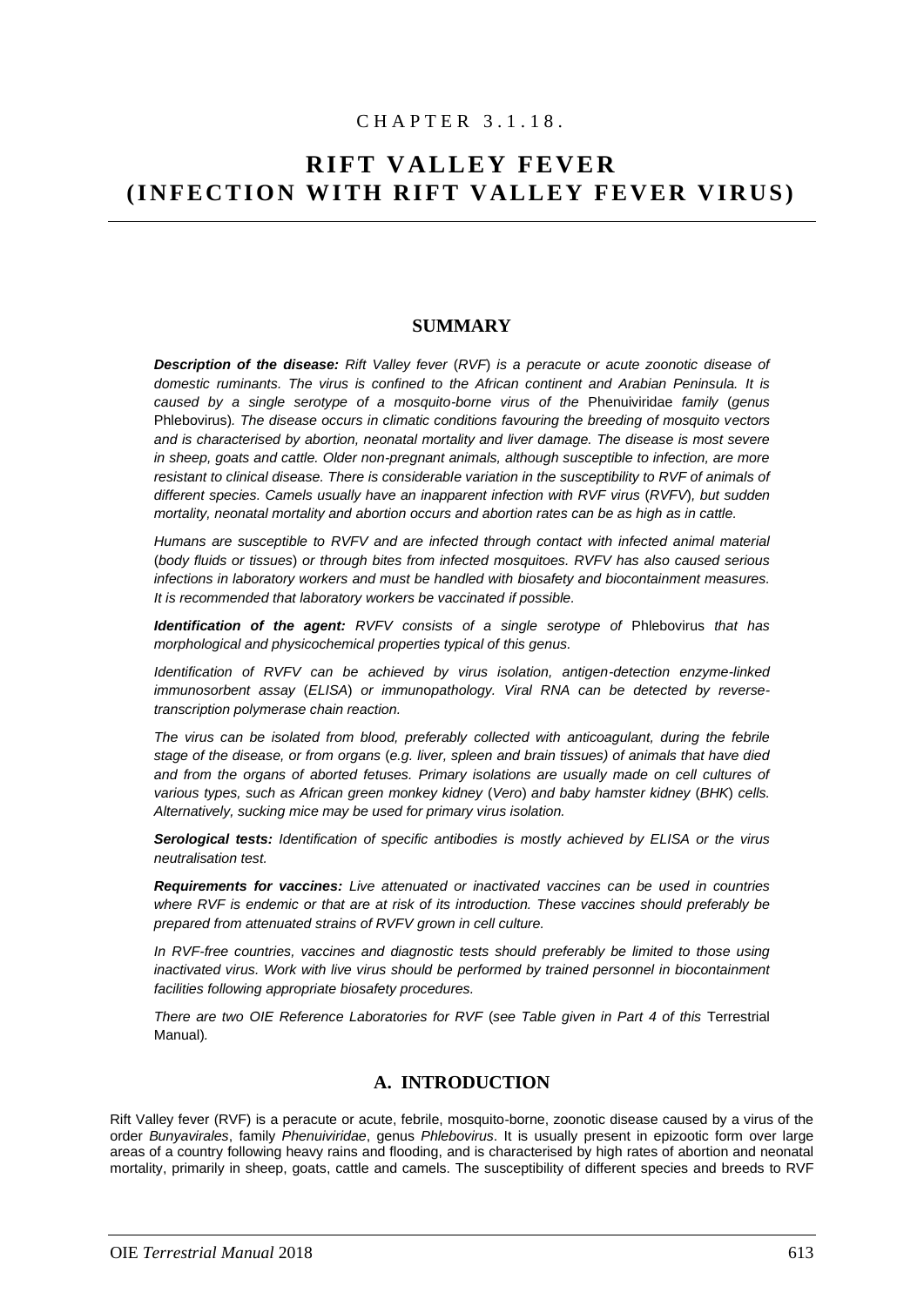CHAPTER 3.1.18.

# RIFT VALLEY FEVER (INFECTION WITH RIFT VALLEY FEVER VIRUS)

## SUMMARY

***Description of the disease:*** *Rift Valley fever (RVF) is a peracute or acute zoonotic disease of domestic ruminants. The virus is confined to the African continent and Arabian Peninsula. It is caused by a single serotype of a mosquito-borne virus of the* Phenuiviridae *family (genus* Phlebovirus*). The disease occurs in climatic conditions favouring the breeding of mosquito vectors and is characterised by abortion, neonatal mortality and liver damage. The disease is most severe in sheep, goats and cattle. Older non-pregnant animals, although susceptible to infection, are more resistant to clinical disease. There is considerable variation in the susceptibility to RVF of animals of different species. Camels usually have an inapparent infection with RVF virus (RVFV), but sudden mortality, neonatal mortality and abortion occurs and abortion rates can be as high as in cattle.*

*Humans are susceptible to RVFV and are infected through contact with infected animal material (body fluids or tissues) or through bites from infected mosquitoes. RVFV has also caused serious infections in laboratory workers and must be handled with biosafety and biocontainment measures. It is recommended that laboratory workers be vaccinated if possible.*

***Identification of the agent:*** *RVFV consists of a single serotype of* Phlebovirus *that has morphological and physicochemical properties typical of this genus.*

*Identification of RVFV can be achieved by virus isolation, antigen-detection enzyme-linked immunosorbent assay (ELISA) or immunopathology. Viral RNA can be detected by reverse-transcription polymerase chain reaction.*

*The virus can be isolated from blood, preferably collected with anticoagulant, during the febrile stage of the disease, or from organs (e.g. liver, spleen and brain tissues) of animals that have died and from the organs of aborted fetuses. Primary isolations are usually made on cell cultures of various types, such as African green monkey kidney (Vero) and baby hamster kidney (BHK) cells. Alternatively, sucking mice may be used for primary virus isolation.*

***Serological tests:*** *Identification of specific antibodies is mostly achieved by ELISA or the virus neutralisation test.*

***Requirements for vaccines:*** *Live attenuated or inactivated vaccines can be used in countries where RVF is endemic or that are at risk of its introduction. These vaccines should preferably be prepared from attenuated strains of RVFV grown in cell culture.*

*In RVF-free countries, vaccines and diagnostic tests should preferably be limited to those using inactivated virus. Work with live virus should be performed by trained personnel in biocontainment facilities following appropriate biosafety procedures.*

*There are two OIE Reference Laboratories for RVF (see Table given in Part 4 of this* Terrestrial Manual*).*

## A. INTRODUCTION

Rift Valley fever (RVF) is a peracute or acute, febrile, mosquito-borne, zoonotic disease caused by a virus of the order *Bunyavirales*, family *Phenuiviridae*, genus *Phlebovirus*. It is usually present in epizootic form over large areas of a country following heavy rains and flooding, and is characterised by high rates of abortion and neonatal mortality, primarily in sheep, goats, cattle and camels. The susceptibility of different species and breeds to RVF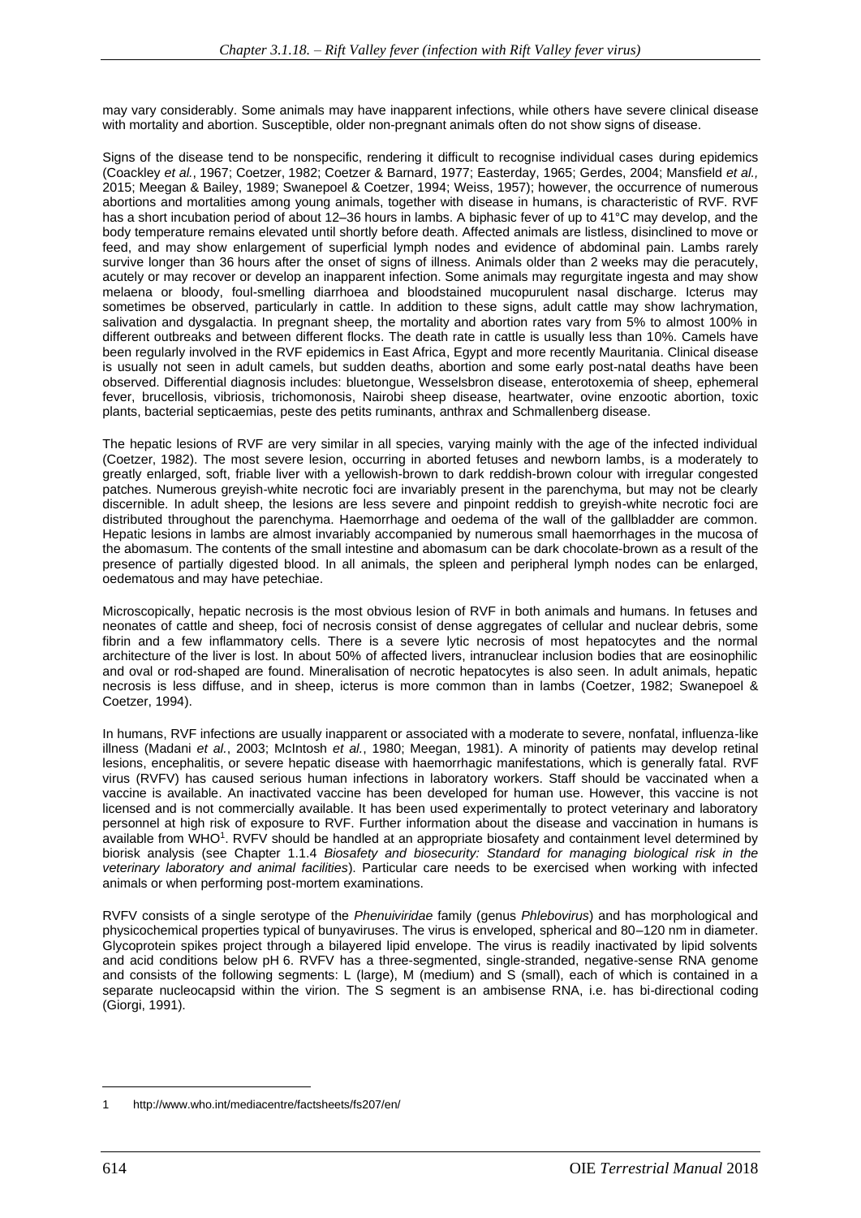may vary considerably. Some animals may have inapparent infections, while others have severe clinical disease with mortality and abortion. Susceptible, older non-pregnant animals often do not show signs of disease.

Signs of the disease tend to be nonspecific, rendering it difficult to recognise individual cases during epidemics (Coackley *et al.*, 1967; Coetzer, 1982; Coetzer & Barnard, 1977; Easterday, 1965; Gerdes, 2004; Mansfield *et al.,* 2015; Meegan & Bailey, 1989; Swanepoel & Coetzer, 1994; Weiss, 1957); however, the occurrence of numerous abortions and mortalities among young animals, together with disease in humans, is characteristic of RVF. RVF has a short incubation period of about 12–36 hours in lambs. A biphasic fever of up to 41°C may develop, and the body temperature remains elevated until shortly before death. Affected animals are listless, disinclined to move or feed, and may show enlargement of superficial lymph nodes and evidence of abdominal pain. Lambs rarely survive longer than 36 hours after the onset of signs of illness. Animals older than 2 weeks may die peracutely, acutely or may recover or develop an inapparent infection. Some animals may regurgitate ingesta and may show melaena or bloody, foul-smelling diarrhoea and bloodstained mucopurulent nasal discharge. Icterus may sometimes be observed, particularly in cattle. In addition to these signs, adult cattle may show lachrymation, salivation and dysgalactia. In pregnant sheep, the mortality and abortion rates vary from 5% to almost 100% in different outbreaks and between different flocks. The death rate in cattle is usually less than 10%. Camels have been regularly involved in the RVF epidemics in East Africa, Egypt and more recently Mauritania. Clinical disease is usually not seen in adult camels, but sudden deaths, abortion and some early post-natal deaths have been observed. Differential diagnosis includes: bluetongue, Wesselsbron disease, enterotoxemia of sheep, ephemeral fever, brucellosis, vibriosis, trichomonosis, Nairobi sheep disease, heartwater, ovine enzootic abortion, toxic plants, bacterial septicaemias, peste des petits ruminants, anthrax and Schmallenberg disease.

The hepatic lesions of RVF are very similar in all species, varying mainly with the age of the infected individual (Coetzer, 1982). The most severe lesion, occurring in aborted fetuses and newborn lambs, is a moderately to greatly enlarged, soft, friable liver with a yellowish-brown to dark reddish-brown colour with irregular congested patches. Numerous greyish-white necrotic foci are invariably present in the parenchyma, but may not be clearly discernible. In adult sheep, the lesions are less severe and pinpoint reddish to greyish-white necrotic foci are distributed throughout the parenchyma. Haemorrhage and oedema of the wall of the gallbladder are common. Hepatic lesions in lambs are almost invariably accompanied by numerous small haemorrhages in the mucosa of the abomasum. The contents of the small intestine and abomasum can be dark chocolate-brown as a result of the presence of partially digested blood. In all animals, the spleen and peripheral lymph nodes can be enlarged, oedematous and may have petechiae.

Microscopically, hepatic necrosis is the most obvious lesion of RVF in both animals and humans. In fetuses and neonates of cattle and sheep, foci of necrosis consist of dense aggregates of cellular and nuclear debris, some fibrin and a few inflammatory cells. There is a severe lytic necrosis of most hepatocytes and the normal architecture of the liver is lost. In about 50% of affected livers, intranuclear inclusion bodies that are eosinophilic and oval or rod-shaped are found. Mineralisation of necrotic hepatocytes is also seen. In adult animals, hepatic necrosis is less diffuse, and in sheep, icterus is more common than in lambs (Coetzer, 1982; Swanepoel & Coetzer, 1994).

In humans, RVF infections are usually inapparent or associated with a moderate to severe, nonfatal, influenza-like illness (Madani *et al.*, 2003; McIntosh *et al.*, 1980; Meegan, 1981). A minority of patients may develop retinal lesions, encephalitis, or severe hepatic disease with haemorrhagic manifestations, which is generally fatal. RVF virus (RVFV) has caused serious human infections in laboratory workers. Staff should be vaccinated when a vaccine is available. An inactivated vaccine has been developed for human use. However, this vaccine is not licensed and is not commercially available. It has been used experimentally to protect veterinary and laboratory personnel at high risk of exposure to RVF. Further information about the disease and vaccination in humans is available from WHO[1]. RVFV should be handled at an appropriate biosafety and containment level determined by biorisk analysis (see Chapter 1.1.4 *Biosafety and biosecurity: Standard for managing biological risk in the veterinary laboratory and animal facilities*). Particular care needs to be exercised when working with infected animals or when performing post-mortem examinations.

RVFV consists of a single serotype of the *Phenuiviridae* family (genus *Phlebovirus*) and has morphological and physicochemical properties typical of bunyaviruses. The virus is enveloped, spherical and 80–120 nm in diameter. Glycoprotein spikes project through a bilayered lipid envelope. The virus is readily inactivated by lipid solvents and acid conditions below pH 6. RVFV has a three-segmented, single-stranded, negative-sense RNA genome and consists of the following segments: L (large), M (medium) and S (small), each of which is contained in a separate nucleocapsid within the virion. The S segment is an ambisense RNA, i.e. has bi-directional coding (Giorgi, 1991).

---

1 http://www.who.int/mediacentre/factsheets/fs207/en/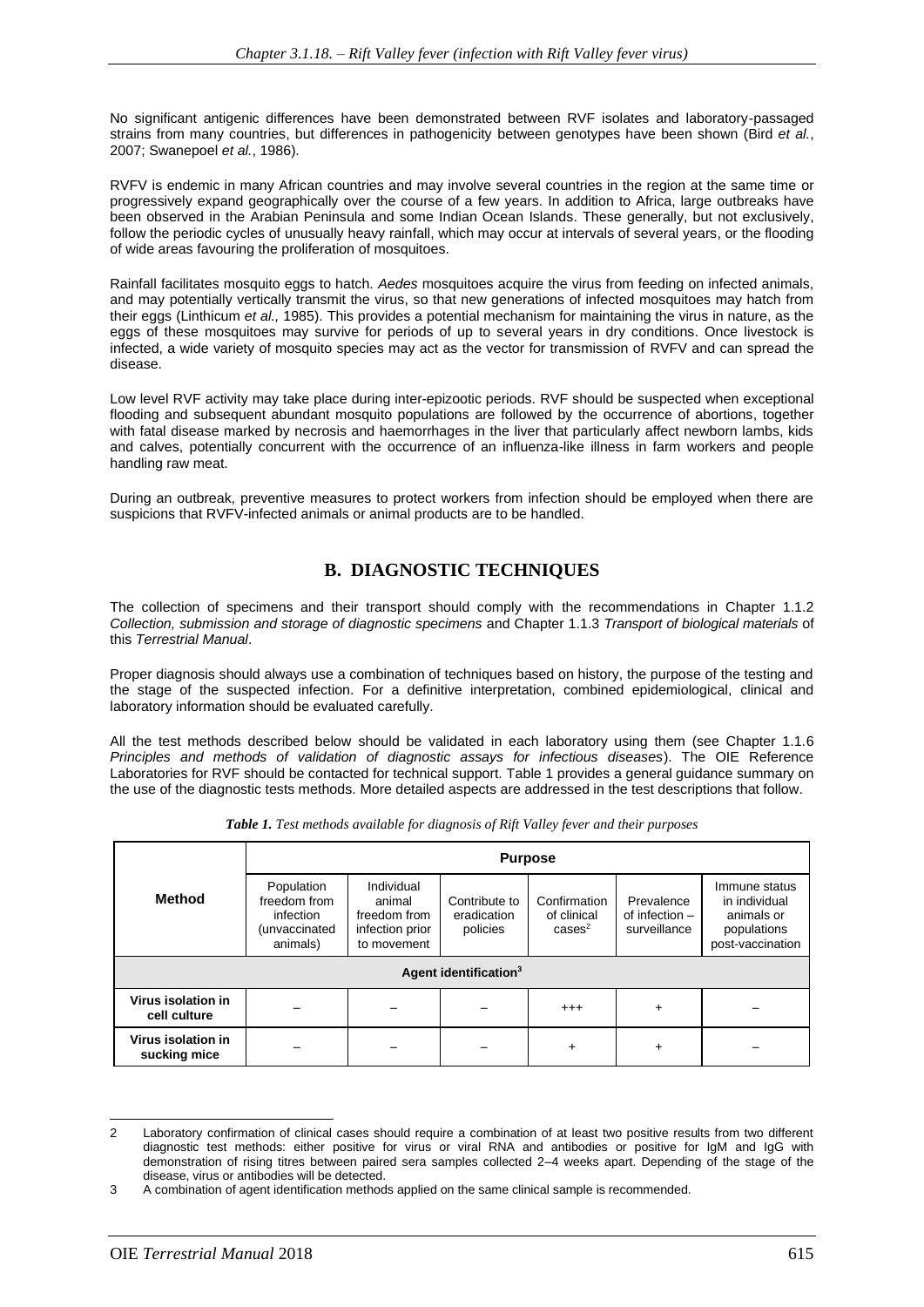No significant antigenic differences have been demonstrated between RVF isolates and laboratory-passaged strains from many countries, but differences in pathogenicity between genotypes have been shown (Bird *et al.*, 2007; Swanepoel *et al.*, 1986).

RVFV is endemic in many African countries and may involve several countries in the region at the same time or progressively expand geographically over the course of a few years. In addition to Africa, large outbreaks have been observed in the Arabian Peninsula and some Indian Ocean Islands. These generally, but not exclusively, follow the periodic cycles of unusually heavy rainfall, which may occur at intervals of several years, or the flooding of wide areas favouring the proliferation of mosquitoes.

Rainfall facilitates mosquito eggs to hatch. *Aedes* mosquitoes acquire the virus from feeding on infected animals, and may potentially vertically transmit the virus, so that new generations of infected mosquitoes may hatch from their eggs (Linthicum *et al.,* 1985). This provides a potential mechanism for maintaining the virus in nature, as the eggs of these mosquitoes may survive for periods of up to several years in dry conditions. Once livestock is infected, a wide variety of mosquito species may act as the vector for transmission of RVFV and can spread the disease.

Low level RVF activity may take place during inter-epizootic periods. RVF should be suspected when exceptional flooding and subsequent abundant mosquito populations are followed by the occurrence of abortions, together with fatal disease marked by necrosis and haemorrhages in the liver that particularly affect newborn lambs, kids and calves, potentially concurrent with the occurrence of an influenza-like illness in farm workers and people handling raw meat.

During an outbreak, preventive measures to protect workers from infection should be employed when there are suspicions that RVFV-infected animals or animal products are to be handled.

## B. DIAGNOSTIC TECHNIQUES

The collection of specimens and their transport should comply with the recommendations in Chapter 1.1.2 *Collection, submission and storage of diagnostic specimens* and Chapter 1.1.3 *Transport of biological materials* of this *Terrestrial Manual*.

Proper diagnosis should always use a combination of techniques based on history, the purpose of the testing and the stage of the suspected infection. For a definitive interpretation, combined epidemiological, clinical and laboratory information should be evaluated carefully.

All the test methods described below should be validated in each laboratory using them (see Chapter 1.1.6 *Principles and methods of validation of diagnostic assays for infectious diseases*). The OIE Reference Laboratories for RVF should be contacted for technical support. Table 1 provides a general guidance summary on the use of the diagnostic tests methods. More detailed aspects are addressed in the test descriptions that follow.

***Table 1.*** *Test methods available for diagnosis of Rift Valley fever and their purposes*

| Method | Purpose | | | | | |
|---|---|---|---|---|---|---|
| | Population freedom from infection (unvaccinated animals) | Individual animal freedom from infection prior to movement | Contribute to eradication policies | Confirmation of clinical cases[2] | Prevalence of infection – surveillance | Immune status in individual animals or populations post-vaccination |
| **Agent identification[3]** | | | | | | |
| **Virus isolation in cell culture** | – | – | – | +++ | + | – |
| **Virus isolation in sucking mice** | – | – | – | + | + | – |

2 Laboratory confirmation of clinical cases should require a combination of at least two positive results from two different diagnostic test methods: either positive for virus or viral RNA and antibodies or positive for IgM and IgG with demonstration of rising titres between paired sera samples collected 2–4 weeks apart. Depending of the stage of the disease, virus or antibodies will be detected.

3 A combination of agent identification methods applied on the same clinical sample is recommended.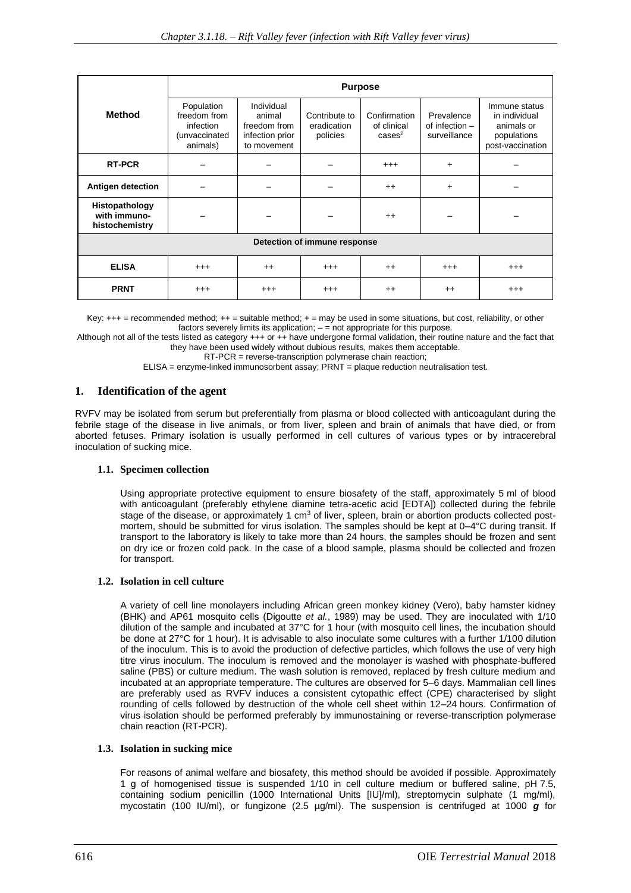| Method | Purpose | | | | | |
|---|---|---|---|---|---|---|
| | Population freedom from infection (unvaccinated animals) | Individual animal freedom from infection prior to movement | Contribute to eradication policies | Confirmation of clinical cases[2] | Prevalence of infection – surveillance | Immune status in individual animals or populations post-vaccination |
| **RT-PCR** | – | – | – | +++ | + | – |
| **Antigen detection** | – | – | – | ++ | + | – |
| **Histopathology with immuno-histochemistry** | – | – | – | ++ | – | – |
| **Detection of immune response** | | | | | | |
| **ELISA** | +++ | ++ | +++ | ++ | +++ | +++ |
| **PRNT** | +++ | +++ | +++ | ++ | ++ | +++ |

Key: +++ = recommended method; ++ = suitable method; + = may be used in some situations, but cost, reliability, or other factors severely limits its application; – = not appropriate for this purpose.

Although not all of the tests listed as category +++ or ++ have undergone formal validation, their routine nature and the fact that they have been used widely without dubious results, makes them acceptable.

RT-PCR = reverse-transcription polymerase chain reaction;

ELISA = enzyme-linked immunosorbent assay; PRNT = plaque reduction neutralisation test.

## 1. Identification of the agent

RVFV may be isolated from serum but preferentially from plasma or blood collected with anticoagulant during the febrile stage of the disease in live animals, or from liver, spleen and brain of animals that have died, or from aborted fetuses. Primary isolation is usually performed in cell cultures of various types or by intracerebral inoculation of sucking mice.

### 1.1. Specimen collection

Using appropriate protective equipment to ensure biosafety of the staff, approximately 5 ml of blood with anticoagulant (preferably ethylene diamine tetra-acetic acid [EDTA]) collected during the febrile stage of the disease, or approximately 1 $cm^3$ of liver, spleen, brain or abortion products collected post-mortem, should be submitted for virus isolation. The samples should be kept at 0–4°C during transit. If transport to the laboratory is likely to take more than 24 hours, the samples should be frozen and sent on dry ice or frozen cold pack. In the case of a blood sample, plasma should be collected and frozen for transport.

### 1.2. Isolation in cell culture

A variety of cell line monolayers including African green monkey kidney (Vero), baby hamster kidney (BHK) and AP61 mosquito cells (Digoutte *et al.*, 1989) may be used. They are inoculated with 1/10 dilution of the sample and incubated at 37°C for 1 hour (with mosquito cell lines, the incubation should be done at 27°C for 1 hour). It is advisable to also inoculate some cultures with a further 1/100 dilution of the inoculum. This is to avoid the production of defective particles, which follows the use of very high titre virus inoculum. The inoculum is removed and the monolayer is washed with phosphate-buffered saline (PBS) or culture medium. The wash solution is removed, replaced by fresh culture medium and incubated at an appropriate temperature. The cultures are observed for 5–6 days. Mammalian cell lines are preferably used as RVFV induces a consistent cytopathic effect (CPE) characterised by slight rounding of cells followed by destruction of the whole cell sheet within 12–24 hours. Confirmation of virus isolation should be performed preferably by immunostaining or reverse-transcription polymerase chain reaction (RT-PCR).

### 1.3. Isolation in sucking mice

For reasons of animal welfare and biosafety, this method should be avoided if possible. Approximately 1 g of homogenised tissue is suspended 1/10 in cell culture medium or buffered saline, pH 7.5, containing sodium penicillin (1000 International Units [IU]/ml), streptomycin sulphate (1 mg/ml), mycostatin (100 IU/ml), or fungizone (2.5 µg/ml). The suspension is centrifuged at 1000 ***g*** for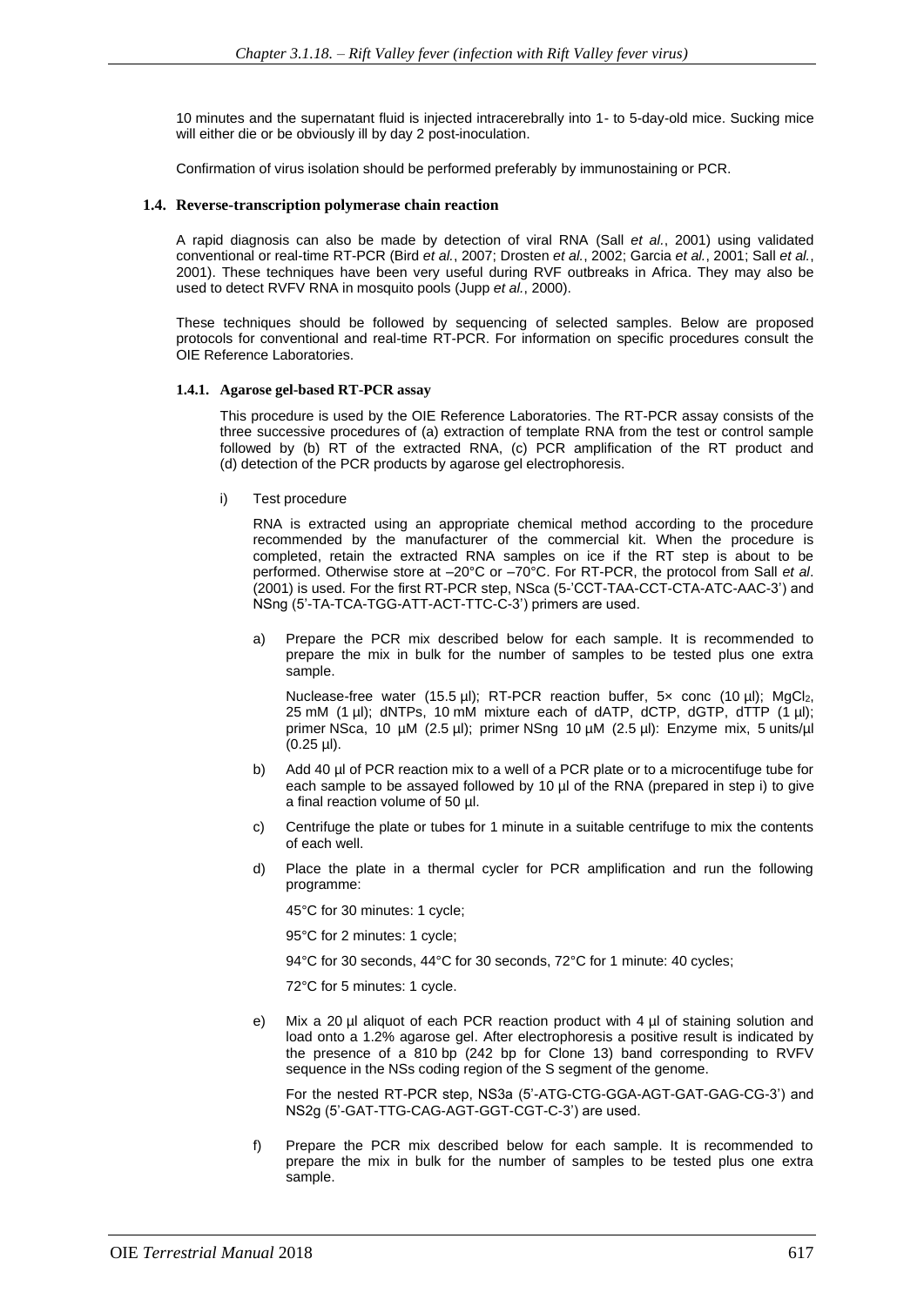10 minutes and the supernatant fluid is injected intracerebrally into 1- to 5-day-old mice. Sucking mice will either die or be obviously ill by day 2 post-inoculation.

Confirmation of virus isolation should be performed preferably by immunostaining or PCR.

### 1.4. Reverse-transcription polymerase chain reaction

A rapid diagnosis can also be made by detection of viral RNA (Sall *et al.*, 2001) using validated conventional or real-time RT-PCR (Bird *et al.*, 2007; Drosten *et al.*, 2002; Garcia *et al.*, 2001; Sall *et al.*, 2001). These techniques have been very useful during RVF outbreaks in Africa. They may also be used to detect RVFV RNA in mosquito pools (Jupp *et al.*, 2000).

These techniques should be followed by sequencing of selected samples. Below are proposed protocols for conventional and real-time RT-PCR. For information on specific procedures consult the OIE Reference Laboratories.

#### 1.4.1. Agarose gel-based RT-PCR assay

This procedure is used by the OIE Reference Laboratories. The RT-PCR assay consists of the three successive procedures of (a) extraction of template RNA from the test or control sample followed by (b) RT of the extracted RNA, (c) PCR amplification of the RT product and (d) detection of the PCR products by agarose gel electrophoresis.

i) Test procedure

RNA is extracted using an appropriate chemical method according to the procedure recommended by the manufacturer of the commercial kit. When the procedure is completed, retain the extracted RNA samples on ice if the RT step is about to be performed. Otherwise store at –20°C or –70°C. For RT-PCR, the protocol from Sall *et al*. (2001) is used. For the first RT-PCR step, NSca (5-'CCT-TAA-CCT-CTA-ATC-AAC-3') and NSng (5'-TA-TCA-TGG-ATT-ACT-TTC-C-3') primers are used.

a) Prepare the PCR mix described below for each sample. It is recommended to prepare the mix in bulk for the number of samples to be tested plus one extra sample.

   Nuclease-free water (15.5 µl); RT-PCR reaction buffer, 5× conc (10 µl); $MgCl_2$, 25 mM (1 µl); dNTPs, 10 mM mixture each of dATP, dCTP, dGTP, dTTP (1 µl); primer NSca, 10 µM (2.5 µl); primer NSng 10 µM (2.5 µl): Enzyme mix, 5 units/µl (0.25 µl).

b) Add 40 µl of PCR reaction mix to a well of a PCR plate or to a microcentifuge tube for each sample to be assayed followed by 10 µl of the RNA (prepared in step i) to give a final reaction volume of 50 µl.

c) Centrifuge the plate or tubes for 1 minute in a suitable centrifuge to mix the contents of each well.

d) Place the plate in a thermal cycler for PCR amplification and run the following programme:

   45°C for 30 minutes: 1 cycle;

   95°C for 2 minutes: 1 cycle;

   94°C for 30 seconds, 44°C for 30 seconds, 72°C for 1 minute: 40 cycles;

   72°C for 5 minutes: 1 cycle.

e) Mix a 20 µl aliquot of each PCR reaction product with 4 µl of staining solution and load onto a 1.2% agarose gel. After electrophoresis a positive result is indicated by the presence of a 810 bp (242 bp for Clone 13) band corresponding to RVFV sequence in the NSs coding region of the S segment of the genome.

   For the nested RT-PCR step, NS3a (5'-ATG-CTG-GGA-AGT-GAT-GAG-CG-3') and NS2g (5'-GAT-TTG-CAG-AGT-GGT-CGT-C-3') are used.

f) Prepare the PCR mix described below for each sample. It is recommended to prepare the mix in bulk for the number of samples to be tested plus one extra sample.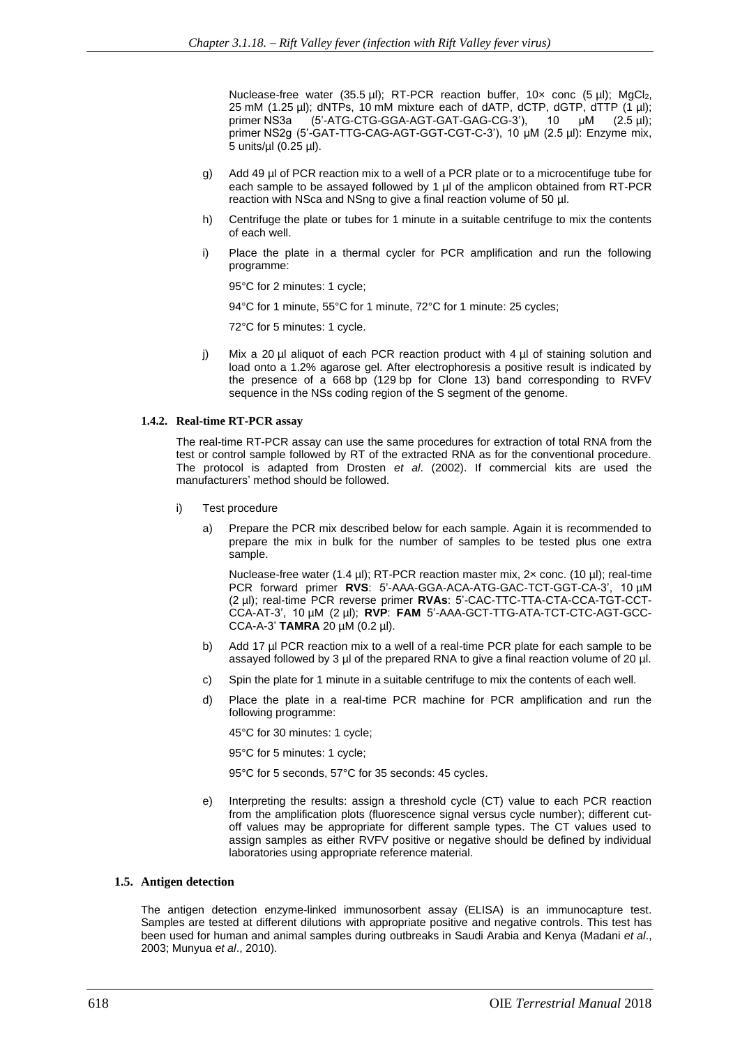Nuclease-free water (35.5 µl); RT-PCR reaction buffer, 10× conc (5 µl); $MgCl_2$, 25 mM (1.25 µl); dNTPs, 10 mM mixture each of dATP, dCTP, dGTP, dTTP (1 µl); primer NS3a (5'-ATG-CTG-GGA-AGT-GAT-GAG-CG-3'), 10 µM (2.5 µl); primer NS2g (5'-GAT-TTG-CAG-AGT-GGT-CGT-C-3'), 10 µM (2.5 µl): Enzyme mix, 5 units/µl (0.25 µl).

g) Add 49 µl of PCR reaction mix to a well of a PCR plate or to a microcentifuge tube for each sample to be assayed followed by 1 µl of the amplicon obtained from RT-PCR reaction with NSca and NSng to give a final reaction volume of 50 µl.

h) Centrifuge the plate or tubes for 1 minute in a suitable centrifuge to mix the contents of each well.

i) Place the plate in a thermal cycler for PCR amplification and run the following programme:

95°C for 2 minutes: 1 cycle;

94°C for 1 minute, 55°C for 1 minute, 72°C for 1 minute: 25 cycles;

72°C for 5 minutes: 1 cycle.

j) Mix a 20 µl aliquot of each PCR reaction product with 4 µl of staining solution and load onto a 1.2% agarose gel. After electrophoresis a positive result is indicated by the presence of a 668 bp (129 bp for Clone 13) band corresponding to RVFV sequence in the NSs coding region of the S segment of the genome.

#### 1.4.2. Real-time RT-PCR assay

The real-time RT-PCR assay can use the same procedures for extraction of total RNA from the test or control sample followed by RT of the extracted RNA as for the conventional procedure. The protocol is adapted from Drosten *et al*. (2002). If commercial kits are used the manufacturers' method should be followed.

i) Test procedure

a) Prepare the PCR mix described below for each sample. Again it is recommended to prepare the mix in bulk for the number of samples to be tested plus one extra sample.

Nuclease-free water (1.4 µl); RT-PCR reaction master mix, 2× conc. (10 µl); real-time PCR forward primer **RVS**: 5'-AAA-GGA-ACA-ATG-GAC-TCT-GGT-CA-3', 10 µM (2 µl); real-time PCR reverse primer **RVAs**: 5'-CAC-TTC-TTA-CTA-CCA-TGT-CCT-CCA-AT-3', 10 µM (2 µl); **RVP**: **FAM** 5'-AAA-GCT-TTG-ATA-TCT-CTC-AGT-GCC-CCA-A-3' **TAMRA** 20 µM (0.2 µl).

b) Add 17 µl PCR reaction mix to a well of a real-time PCR plate for each sample to be assayed followed by 3 µl of the prepared RNA to give a final reaction volume of 20 µl.

c) Spin the plate for 1 minute in a suitable centrifuge to mix the contents of each well.

d) Place the plate in a real-time PCR machine for PCR amplification and run the following programme:

45°C for 30 minutes: 1 cycle;

95°C for 5 minutes: 1 cycle;

95°C for 5 seconds, 57°C for 35 seconds: 45 cycles.

e) Interpreting the results: assign a threshold cycle (CT) value to each PCR reaction from the amplification plots (fluorescence signal versus cycle number); different cut-off values may be appropriate for different sample types. The CT values used to assign samples as either RVFV positive or negative should be defined by individual laboratories using appropriate reference material.

### 1.5. Antigen detection

The antigen detection enzyme-linked immunosorbent assay (ELISA) is an immunocapture test. Samples are tested at different dilutions with appropriate positive and negative controls. This test has been used for human and animal samples during outbreaks in Saudi Arabia and Kenya (Madani *et al*., 2003; Munyua *et al*., 2010).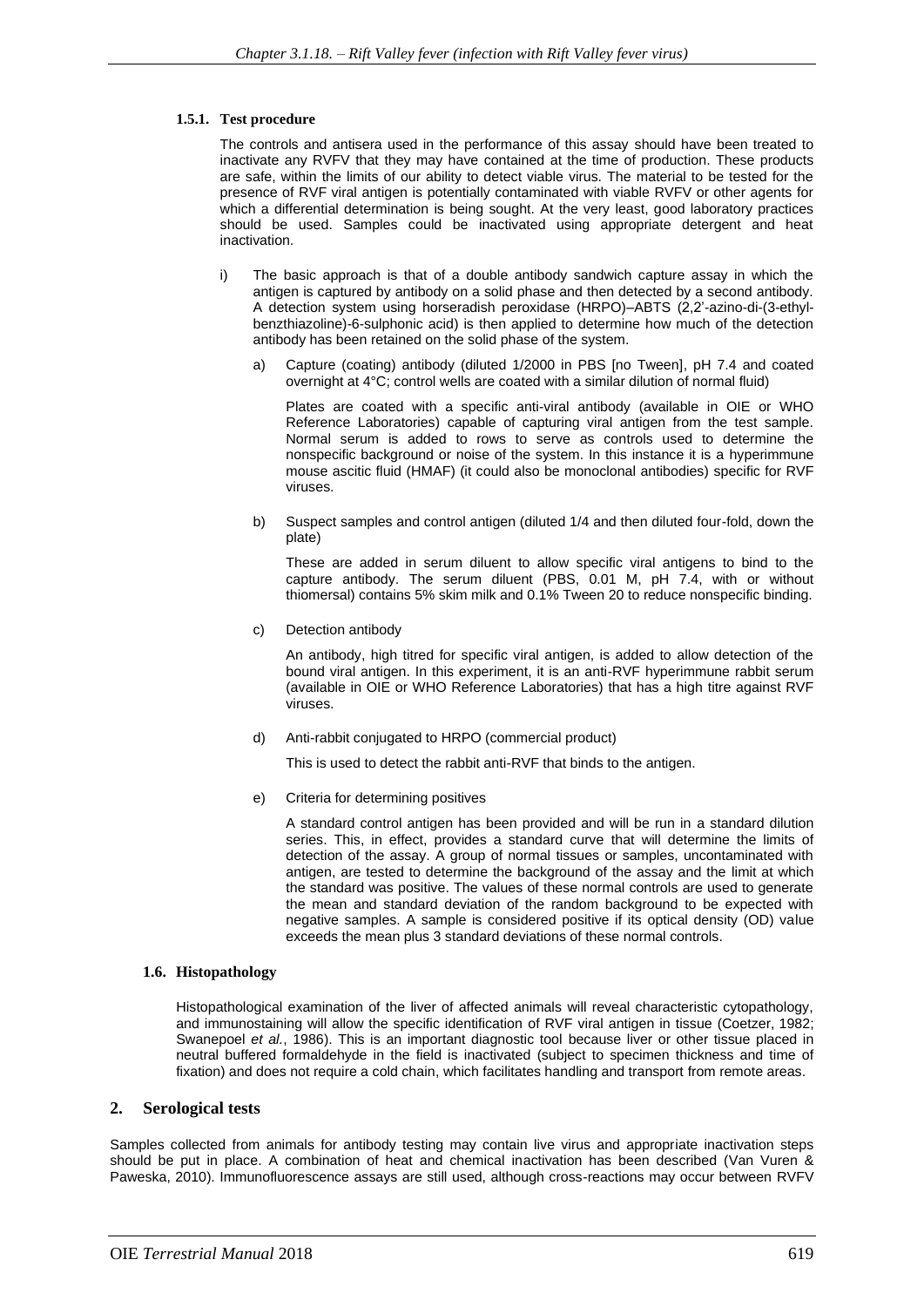#### 1.5.1. Test procedure

The controls and antisera used in the performance of this assay should have been treated to inactivate any RVFV that they may have contained at the time of production. These products are safe, within the limits of our ability to detect viable virus. The material to be tested for the presence of RVF viral antigen is potentially contaminated with viable RVFV or other agents for which a differential determination is being sought. At the very least, good laboratory practices should be used. Samples could be inactivated using appropriate detergent and heat inactivation.

i) The basic approach is that of a double antibody sandwich capture assay in which the antigen is captured by antibody on a solid phase and then detected by a second antibody. A detection system using horseradish peroxidase (HRPO)–ABTS (2,2'-azino-di-(3-ethyl-benzthiazoline)-6-sulphonic acid) is then applied to determine how much of the detection antibody has been retained on the solid phase of the system.

   a) Capture (coating) antibody (diluted 1/2000 in PBS [no Tween], pH 7.4 and coated overnight at 4°C; control wells are coated with a similar dilution of normal fluid)

      Plates are coated with a specific anti-viral antibody (available in OIE or WHO Reference Laboratories) capable of capturing viral antigen from the test sample. Normal serum is added to rows to serve as controls used to determine the nonspecific background or noise of the system. In this instance it is a hyperimmune mouse ascitic fluid (HMAF) (it could also be monoclonal antibodies) specific for RVF viruses.

   b) Suspect samples and control antigen (diluted 1/4 and then diluted four-fold, down the plate)

      These are added in serum diluent to allow specific viral antigens to bind to the capture antibody. The serum diluent (PBS, 0.01 M, pH 7.4, with or without thiomersal) contains 5% skim milk and 0.1% Tween 20 to reduce nonspecific binding.

   c) Detection antibody

      An antibody, high titred for specific viral antigen, is added to allow detection of the bound viral antigen. In this experiment, it is an anti-RVF hyperimmune rabbit serum (available in OIE or WHO Reference Laboratories) that has a high titre against RVF viruses.

   d) Anti-rabbit conjugated to HRPO (commercial product)

      This is used to detect the rabbit anti-RVF that binds to the antigen.

   e) Criteria for determining positives

      A standard control antigen has been provided and will be run in a standard dilution series. This, in effect, provides a standard curve that will determine the limits of detection of the assay. A group of normal tissues or samples, uncontaminated with antigen, are tested to determine the background of the assay and the limit at which the standard was positive. The values of these normal controls are used to generate the mean and standard deviation of the random background to be expected with negative samples. A sample is considered positive if its optical density (OD) value exceeds the mean plus 3 standard deviations of these normal controls.

### 1.6. Histopathology

Histopathological examination of the liver of affected animals will reveal characteristic cytopathology, and immunostaining will allow the specific identification of RVF viral antigen in tissue (Coetzer, 1982; Swanepoel *et al.*, 1986). This is an important diagnostic tool because liver or other tissue placed in neutral buffered formaldehyde in the field is inactivated (subject to specimen thickness and time of fixation) and does not require a cold chain, which facilitates handling and transport from remote areas.

## 2. Serological tests

Samples collected from animals for antibody testing may contain live virus and appropriate inactivation steps should be put in place. A combination of heat and chemical inactivation has been described (Van Vuren & Paweska, 2010). Immunofluorescence assays are still used, although cross-reactions may occur between RVFV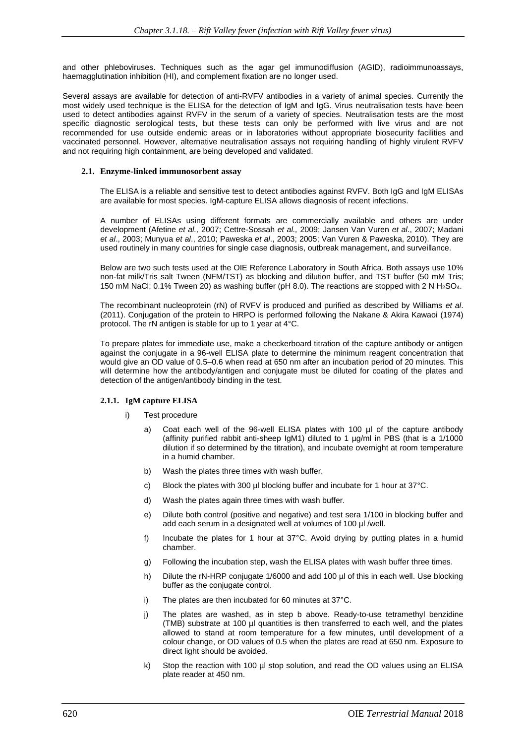and other phleboviruses. Techniques such as the agar gel immunodiffusion (AGID), radioimmunoassays, haemagglutination inhibition (HI), and complement fixation are no longer used.

Several assays are available for detection of anti-RVFV antibodies in a variety of animal species. Currently the most widely used technique is the ELISA for the detection of IgM and IgG. Virus neutralisation tests have been used to detect antibodies against RVFV in the serum of a variety of species. Neutralisation tests are the most specific diagnostic serological tests, but these tests can only be performed with live virus and are not recommended for use outside endemic areas or in laboratories without appropriate biosecurity facilities and vaccinated personnel. However, alternative neutralisation assays not requiring handling of highly virulent RVFV and not requiring high containment, are being developed and validated.

### 2.1. Enzyme-linked immunosorbent assay

The ELISA is a reliable and sensitive test to detect antibodies against RVFV. Both IgG and IgM ELISAs are available for most species. IgM-capture ELISA allows diagnosis of recent infections.

A number of ELISAs using different formats are commercially available and others are under development (Afetine *et al.,* 2007; Cettre-Sossah *et al.,* 2009; Jansen Van Vuren *et al*., 2007; Madani *et al*., 2003; Munyua *et al*., 2010; Paweska *et al*., 2003; 2005; Van Vuren & Paweska, 2010). They are used routinely in many countries for single case diagnosis, outbreak management, and surveillance.

Below are two such tests used at the OIE Reference Laboratory in South Africa. Both assays use 10% non-fat milk/Tris salt Tween (NFM/TST) as blocking and dilution buffer, and TST buffer (50 mM Tris; 150 mM NaCl; 0.1% Tween 20) as washing buffer (pH 8.0). The reactions are stopped with 2 N $H_2SO_4$.

The recombinant nucleoprotein (rN) of RVFV is produced and purified as described by Williams *et al*. (2011). Conjugation of the protein to HRPO is performed following the Nakane & Akira Kawaoi (1974) protocol. The rN antigen is stable for up to 1 year at 4°C.

To prepare plates for immediate use, make a checkerboard titration of the capture antibody or antigen against the conjugate in a 96-well ELISA plate to determine the minimum reagent concentration that would give an OD value of 0.5–0.6 when read at 650 nm after an incubation period of 20 minutes. This will determine how the antibody/antigen and conjugate must be diluted for coating of the plates and detection of the antigen/antibody binding in the test.

#### 2.1.1. IgM capture ELISA

i) Test procedure

a) Coat each well of the 96-well ELISA plates with 100 µl of the capture antibody (affinity purified rabbit anti-sheep IgM1) diluted to 1 µg/ml in PBS (that is a 1/1000 dilution if so determined by the titration), and incubate overnight at room temperature in a humid chamber.

b) Wash the plates three times with wash buffer.

c) Block the plates with 300 µl blocking buffer and incubate for 1 hour at 37°C.

d) Wash the plates again three times with wash buffer.

e) Dilute both control (positive and negative) and test sera 1/100 in blocking buffer and add each serum in a designated well at volumes of 100 µl /well.

f) Incubate the plates for 1 hour at 37°C. Avoid drying by putting plates in a humid chamber.

g) Following the incubation step, wash the ELISA plates with wash buffer three times.

h) Dilute the rN-HRP conjugate 1/6000 and add 100 µl of this in each well. Use blocking buffer as the conjugate control.

i) The plates are then incubated for 60 minutes at 37°C.

j) The plates are washed, as in step b above. Ready-to-use tetramethyl benzidine (TMB) substrate at 100 µl quantities is then transferred to each well, and the plates allowed to stand at room temperature for a few minutes, until development of a colour change, or OD values of 0.5 when the plates are read at 650 nm. Exposure to direct light should be avoided.

k) Stop the reaction with 100 µl stop solution, and read the OD values using an ELISA plate reader at 450 nm.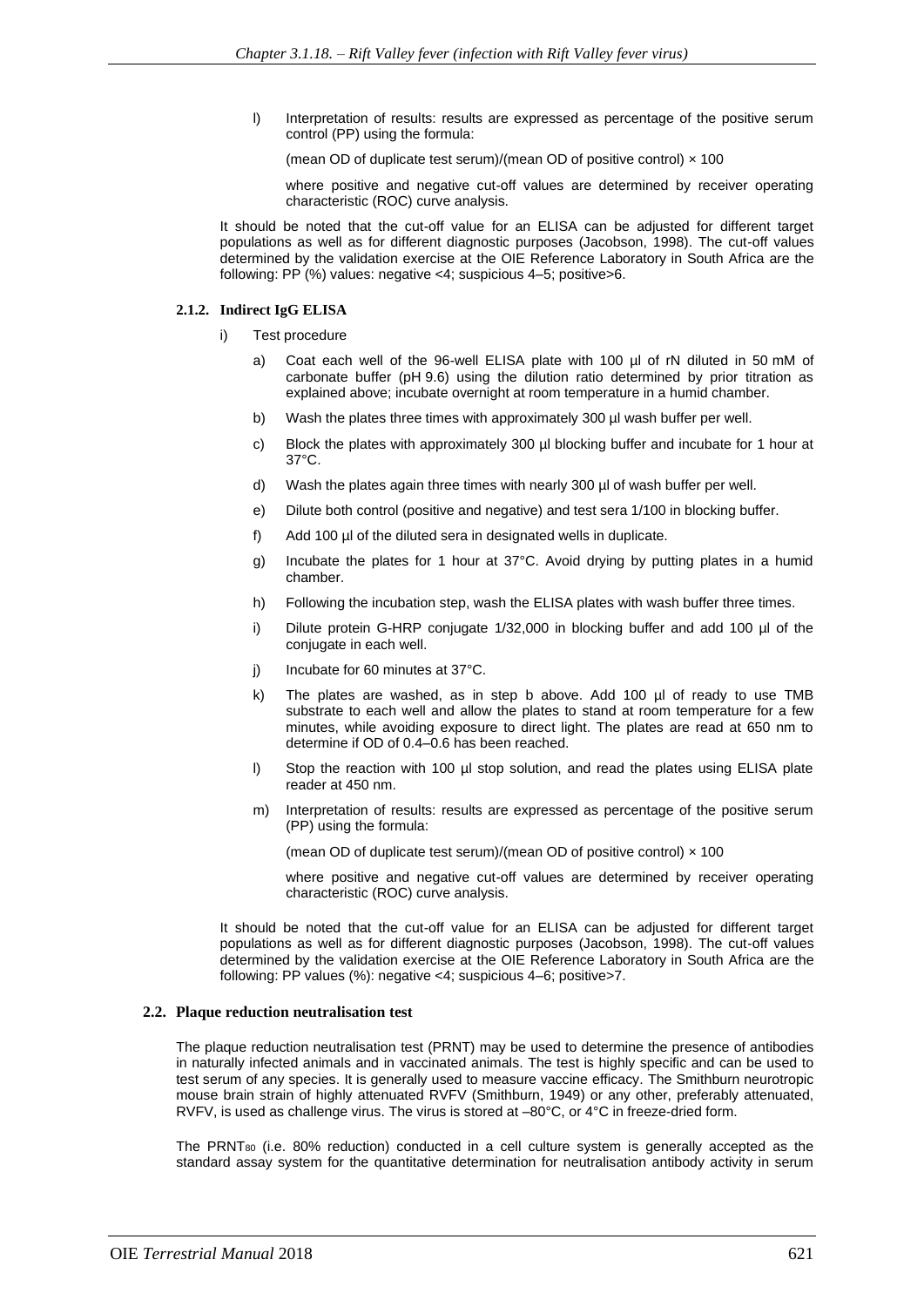l) Interpretation of results: results are expressed as percentage of the positive serum control (PP) using the formula:

(mean OD of duplicate test serum)/(mean OD of positive control) × 100

where positive and negative cut-off values are determined by receiver operating characteristic (ROC) curve analysis.

It should be noted that the cut-off value for an ELISA can be adjusted for different target populations as well as for different diagnostic purposes (Jacobson, 1998). The cut-off values determined by the validation exercise at the OIE Reference Laboratory in South Africa are the following: PP (%) values: negative <4; suspicious 4–5; positive>6.

### 2.1.2. Indirect IgG ELISA

i) Test procedure

a) Coat each well of the 96-well ELISA plate with 100 µl of rN diluted in 50 mM of carbonate buffer (pH 9.6) using the dilution ratio determined by prior titration as explained above; incubate overnight at room temperature in a humid chamber.

b) Wash the plates three times with approximately 300 µl wash buffer per well.

c) Block the plates with approximately 300 µl blocking buffer and incubate for 1 hour at 37°C.

d) Wash the plates again three times with nearly 300 µl of wash buffer per well.

e) Dilute both control (positive and negative) and test sera 1/100 in blocking buffer.

f) Add 100 µl of the diluted sera in designated wells in duplicate.

g) Incubate the plates for 1 hour at 37°C. Avoid drying by putting plates in a humid chamber.

h) Following the incubation step, wash the ELISA plates with wash buffer three times.

i) Dilute protein G-HRP conjugate 1/32,000 in blocking buffer and add 100 µl of the conjugate in each well.

j) Incubate for 60 minutes at 37°C.

k) The plates are washed, as in step b above. Add 100 µl of ready to use TMB substrate to each well and allow the plates to stand at room temperature for a few minutes, while avoiding exposure to direct light. The plates are read at 650 nm to determine if OD of 0.4–0.6 has been reached.

l) Stop the reaction with 100 µl stop solution, and read the plates using ELISA plate reader at 450 nm.

m) Interpretation of results: results are expressed as percentage of the positive serum (PP) using the formula:

(mean OD of duplicate test serum)/(mean OD of positive control) × 100

where positive and negative cut-off values are determined by receiver operating characteristic (ROC) curve analysis.

It should be noted that the cut-off value for an ELISA can be adjusted for different target populations as well as for different diagnostic purposes (Jacobson, 1998). The cut-off values determined by the validation exercise at the OIE Reference Laboratory in South Africa are the following: PP values (%): negative <4; suspicious 4–6; positive>7.

## 2.2. Plaque reduction neutralisation test

The plaque reduction neutralisation test (PRNT) may be used to determine the presence of antibodies in naturally infected animals and in vaccinated animals. The test is highly specific and can be used to test serum of any species. It is generally used to measure vaccine efficacy. The Smithburn neurotropic mouse brain strain of highly attenuated RVFV (Smithburn, 1949) or any other, preferably attenuated, RVFV, is used as challenge virus. The virus is stored at –80°C, or 4°C in freeze-dried form.

The $PRNT_{80}$ (i.e. 80% reduction) conducted in a cell culture system is generally accepted as the standard assay system for the quantitative determination for neutralisation antibody activity in serum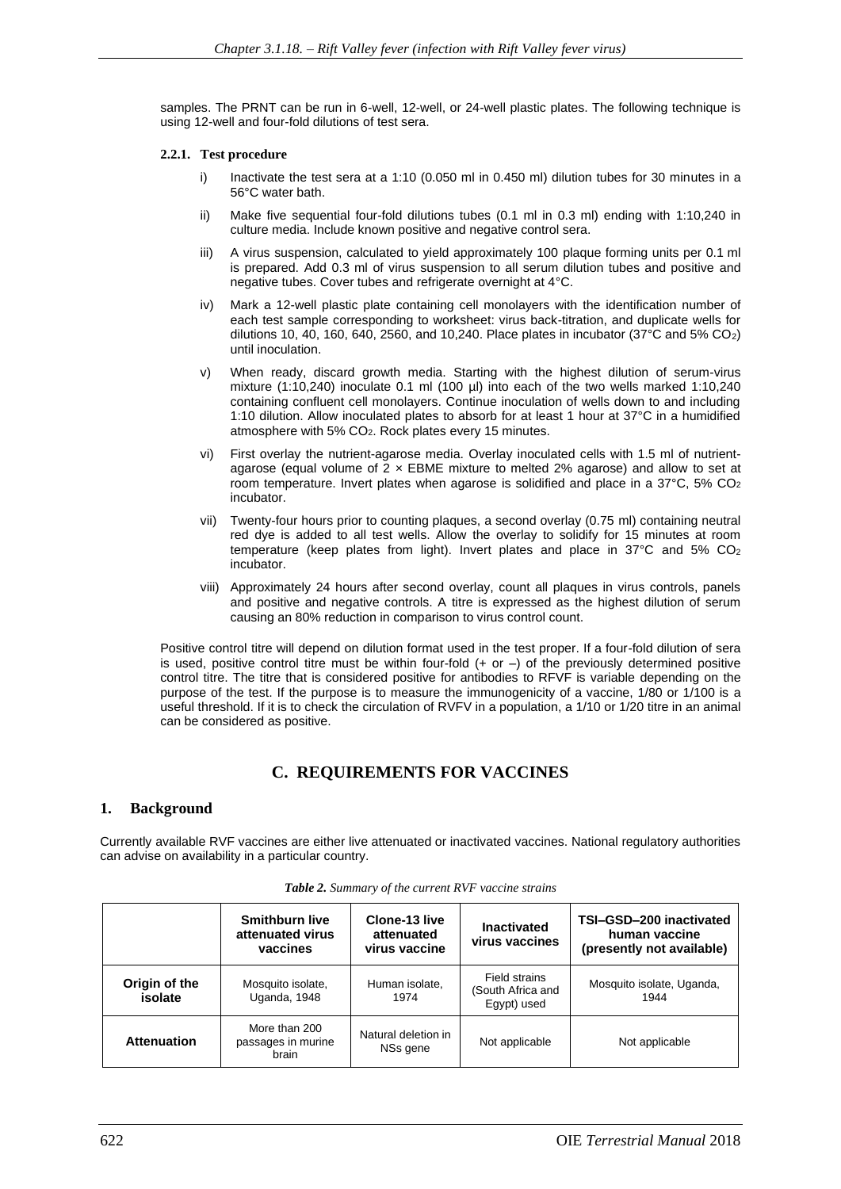samples. The PRNT can be run in 6-well, 12-well, or 24-well plastic plates. The following technique is using 12-well and four-fold dilutions of test sera.

#### 2.2.1. Test procedure

i) Inactivate the test sera at a 1:10 (0.050 ml in 0.450 ml) dilution tubes for 30 minutes in a 56°C water bath.

ii) Make five sequential four-fold dilutions tubes (0.1 ml in 0.3 ml) ending with 1:10,240 in culture media. Include known positive and negative control sera.

iii) A virus suspension, calculated to yield approximately 100 plaque forming units per 0.1 ml is prepared. Add 0.3 ml of virus suspension to all serum dilution tubes and positive and negative tubes. Cover tubes and refrigerate overnight at 4°C.

iv) Mark a 12-well plastic plate containing cell monolayers with the identification number of each test sample corresponding to worksheet: virus back-titration, and duplicate wells for dilutions 10, 40, 160, 640, 2560, and 10,240. Place plates in incubator (37°C and 5% $CO_2$) until inoculation.

v) When ready, discard growth media. Starting with the highest dilution of serum-virus mixture (1:10,240) inoculate 0.1 ml (100 µl) into each of the two wells marked 1:10,240 containing confluent cell monolayers. Continue inoculation of wells down to and including 1:10 dilution. Allow inoculated plates to absorb for at least 1 hour at 37°C in a humidified atmosphere with 5% $CO_2$. Rock plates every 15 minutes.

vi) First overlay the nutrient-agarose media. Overlay inoculated cells with 1.5 ml of nutrient-agarose (equal volume of 2 × EBME mixture to melted 2% agarose) and allow to set at room temperature. Invert plates when agarose is solidified and place in a 37°C, 5% $CO_2$ incubator.

vii) Twenty-four hours prior to counting plaques, a second overlay (0.75 ml) containing neutral red dye is added to all test wells. Allow the overlay to solidify for 15 minutes at room temperature (keep plates from light). Invert plates and place in 37°C and 5% $CO_2$ incubator.

viii) Approximately 24 hours after second overlay, count all plaques in virus controls, panels and positive and negative controls. A titre is expressed as the highest dilution of serum causing an 80% reduction in comparison to virus control count.

Positive control titre will depend on dilution format used in the test proper. If a four-fold dilution of sera is used, positive control titre must be within four-fold (+ or –) of the previously determined positive control titre. The titre that is considered positive for antibodies to RFVF is variable depending on the purpose of the test. If the purpose is to measure the immunogenicity of a vaccine, 1/80 or 1/100 is a useful threshold. If it is to check the circulation of RVFV in a population, a 1/10 or 1/20 titre in an animal can be considered as positive.

## C. REQUIREMENTS FOR VACCINES

### 1. Background

Currently available RVF vaccines are either live attenuated or inactivated vaccines. National regulatory authorities can advise on availability in a particular country.

*Table 2. Summary of the current RVF vaccine strains*

| | Smithburn live attenuated virus vaccines | Clone-13 live attenuated virus vaccine | Inactivated virus vaccines | TSI–GSD–200 inactivated human vaccine (presently not available) |
|---|---|---|---|---|
| **Origin of the isolate** | Mosquito isolate, Uganda, 1948 | Human isolate, 1974 | Field strains (South Africa and Egypt) used | Mosquito isolate, Uganda, 1944 |
| **Attenuation** | More than 200 passages in murine brain | Natural deletion in NSs gene | Not applicable | Not applicable |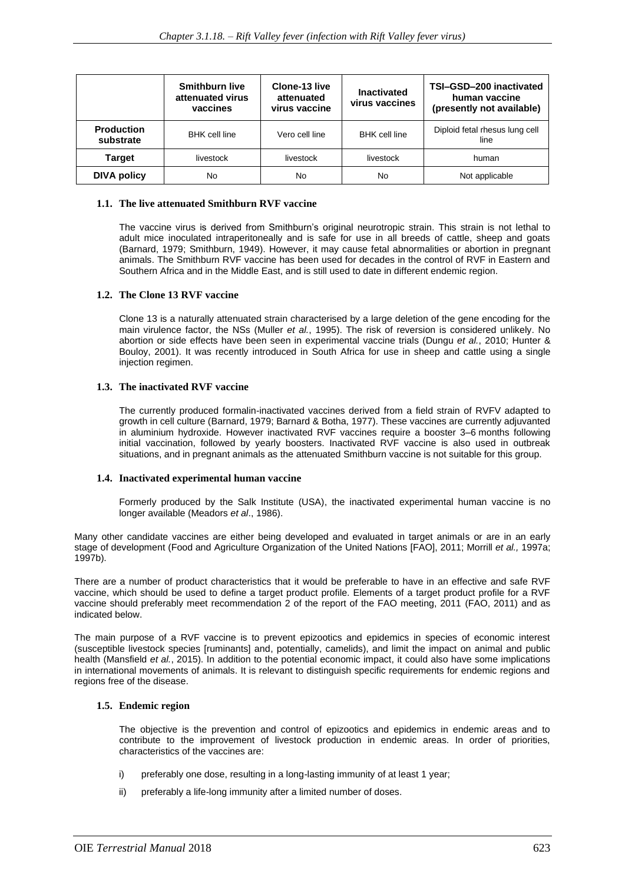| | Smithburn live attenuated virus vaccines | Clone-13 live attenuated virus vaccine | Inactivated virus vaccines | TSI–GSD–200 inactivated human vaccine (presently not available) |
|---|---|---|---|---|
| **Production substrate** | BHK cell line | Vero cell line | BHK cell line | Diploid fetal rhesus lung cell line |
| **Target** | livestock | livestock | livestock | human |
| **DIVA policy** | No | No | No | Not applicable |

### 1.1. The live attenuated Smithburn RVF vaccine

The vaccine virus is derived from Smithburn's original neurotropic strain. This strain is not lethal to adult mice inoculated intraperitoneally and is safe for use in all breeds of cattle, sheep and goats (Barnard, 1979; Smithburn, 1949). However, it may cause fetal abnormalities or abortion in pregnant animals. The Smithburn RVF vaccine has been used for decades in the control of RVF in Eastern and Southern Africa and in the Middle East, and is still used to date in different endemic region.

### 1.2. The Clone 13 RVF vaccine

Clone 13 is a naturally attenuated strain characterised by a large deletion of the gene encoding for the main virulence factor, the NSs (Muller *et al.*, 1995). The risk of reversion is considered unlikely. No abortion or side effects have been seen in experimental vaccine trials (Dungu *et al.*, 2010; Hunter & Bouloy, 2001). It was recently introduced in South Africa for use in sheep and cattle using a single injection regimen.

### 1.3. The inactivated RVF vaccine

The currently produced formalin-inactivated vaccines derived from a field strain of RVFV adapted to growth in cell culture (Barnard, 1979; Barnard & Botha, 1977). These vaccines are currently adjuvanted in aluminium hydroxide. However inactivated RVF vaccines require a booster 3–6 months following initial vaccination, followed by yearly boosters. Inactivated RVF vaccine is also used in outbreak situations, and in pregnant animals as the attenuated Smithburn vaccine is not suitable for this group.

### 1.4. Inactivated experimental human vaccine

Formerly produced by the Salk Institute (USA), the inactivated experimental human vaccine is no longer available (Meadors *et al*., 1986).

Many other candidate vaccines are either being developed and evaluated in target animals or are in an early stage of development (Food and Agriculture Organization of the United Nations [FAO], 2011; Morrill *et al.,* 1997a; 1997b).

There are a number of product characteristics that it would be preferable to have in an effective and safe RVF vaccine, which should be used to define a target product profile. Elements of a target product profile for a RVF vaccine should preferably meet recommendation 2 of the report of the FAO meeting, 2011 (FAO, 2011) and as indicated below.

The main purpose of a RVF vaccine is to prevent epizootics and epidemics in species of economic interest (susceptible livestock species [ruminants] and, potentially, camelids), and limit the impact on animal and public health (Mansfield *et al.*, 2015). In addition to the potential economic impact, it could also have some implications in international movements of animals. It is relevant to distinguish specific requirements for endemic regions and regions free of the disease.

### 1.5. Endemic region

The objective is the prevention and control of epizootics and epidemics in endemic areas and to contribute to the improvement of livestock production in endemic areas. In order of priorities, characteristics of the vaccines are:

i) preferably one dose, resulting in a long-lasting immunity of at least 1 year;

ii) preferably a life-long immunity after a limited number of doses.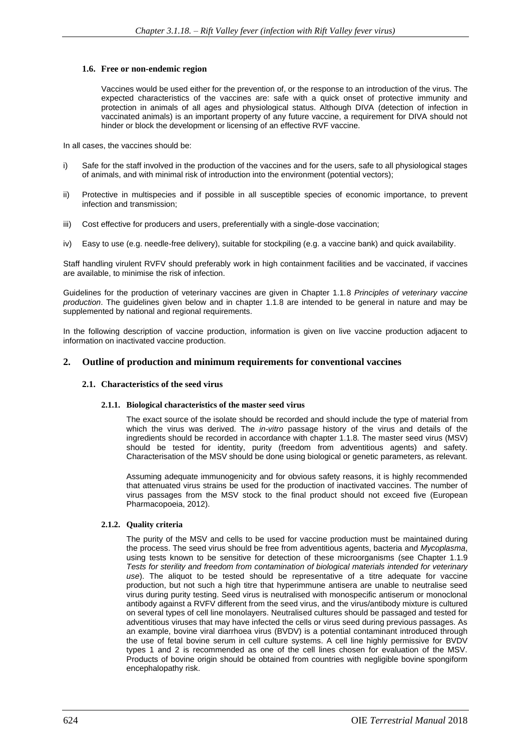### 1.6. Free or non-endemic region

Vaccines would be used either for the prevention of, or the response to an introduction of the virus. The expected characteristics of the vaccines are: safe with a quick onset of protective immunity and protection in animals of all ages and physiological status. Although DIVA (detection of infection in vaccinated animals) is an important property of any future vaccine, a requirement for DIVA should not hinder or block the development or licensing of an effective RVF vaccine.

In all cases, the vaccines should be:

i) Safe for the staff involved in the production of the vaccines and for the users, safe to all physiological stages of animals, and with minimal risk of introduction into the environment (potential vectors);

ii) Protective in multispecies and if possible in all susceptible species of economic importance, to prevent infection and transmission;

iii) Cost effective for producers and users, preferentially with a single-dose vaccination;

iv) Easy to use (e.g. needle-free delivery), suitable for stockpiling (e.g. a vaccine bank) and quick availability.

Staff handling virulent RVFV should preferably work in high containment facilities and be vaccinated, if vaccines are available, to minimise the risk of infection.

Guidelines for the production of veterinary vaccines are given in Chapter 1.1.8 *Principles of veterinary vaccine production*. The guidelines given below and in chapter 1.1.8 are intended to be general in nature and may be supplemented by national and regional requirements.

In the following description of vaccine production, information is given on live vaccine production adjacent to information on inactivated vaccine production.

## 2. Outline of production and minimum requirements for conventional vaccines

### 2.1. Characteristics of the seed virus

#### 2.1.1. Biological characteristics of the master seed virus

The exact source of the isolate should be recorded and should include the type of material from which the virus was derived. The *in-vitro* passage history of the virus and details of the ingredients should be recorded in accordance with chapter 1.1.8. The master seed virus (MSV) should be tested for identity, purity (freedom from adventitious agents) and safety. Characterisation of the MSV should be done using biological or genetic parameters, as relevant.

Assuming adequate immunogenicity and for obvious safety reasons, it is highly recommended that attenuated virus strains be used for the production of inactivated vaccines. The number of virus passages from the MSV stock to the final product should not exceed five (European Pharmacopoeia, 2012).

#### 2.1.2. Quality criteria

The purity of the MSV and cells to be used for vaccine production must be maintained during the process. The seed virus should be free from adventitious agents, bacteria and *Mycoplasma*, using tests known to be sensitive for detection of these microorganisms (see Chapter 1.1.9 *Tests for sterility and freedom from contamination of biological materials intended for veterinary use*). The aliquot to be tested should be representative of a titre adequate for vaccine production, but not such a high titre that hyperimmune antisera are unable to neutralise seed virus during purity testing. Seed virus is neutralised with monospecific antiserum or monoclonal antibody against a RVFV different from the seed virus, and the virus/antibody mixture is cultured on several types of cell line monolayers. Neutralised cultures should be passaged and tested for adventitious viruses that may have infected the cells or virus seed during previous passages. As an example, bovine viral diarrhoea virus (BVDV) is a potential contaminant introduced through the use of fetal bovine serum in cell culture systems. A cell line highly permissive for BVDV types 1 and 2 is recommended as one of the cell lines chosen for evaluation of the MSV. Products of bovine origin should be obtained from countries with negligible bovine spongiform encephalopathy risk.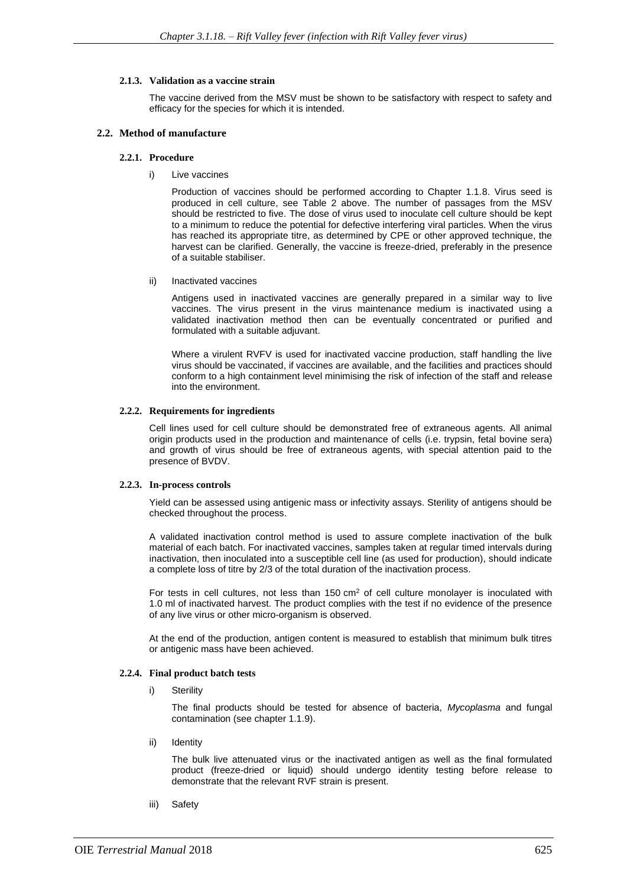#### 2.1.3. Validation as a vaccine strain

The vaccine derived from the MSV must be shown to be satisfactory with respect to safety and efficacy for the species for which it is intended.

### 2.2. Method of manufacture

#### 2.2.1. Procedure

i) Live vaccines

Production of vaccines should be performed according to Chapter 1.1.8. Virus seed is produced in cell culture, see Table 2 above. The number of passages from the MSV should be restricted to five. The dose of virus used to inoculate cell culture should be kept to a minimum to reduce the potential for defective interfering viral particles. When the virus has reached its appropriate titre, as determined by CPE or other approved technique, the harvest can be clarified. Generally, the vaccine is freeze-dried, preferably in the presence of a suitable stabiliser.

ii) Inactivated vaccines

Antigens used in inactivated vaccines are generally prepared in a similar way to live vaccines. The virus present in the virus maintenance medium is inactivated using a validated inactivation method then can be eventually concentrated or purified and formulated with a suitable adjuvant.

Where a virulent RVFV is used for inactivated vaccine production, staff handling the live virus should be vaccinated, if vaccines are available, and the facilities and practices should conform to a high containment level minimising the risk of infection of the staff and release into the environment.

#### 2.2.2. Requirements for ingredients

Cell lines used for cell culture should be demonstrated free of extraneous agents. All animal origin products used in the production and maintenance of cells (i.e. trypsin, fetal bovine sera) and growth of virus should be free of extraneous agents, with special attention paid to the presence of BVDV.

#### 2.2.3. In-process controls

Yield can be assessed using antigenic mass or infectivity assays. Sterility of antigens should be checked throughout the process.

A validated inactivation control method is used to assure complete inactivation of the bulk material of each batch. For inactivated vaccines, samples taken at regular timed intervals during inactivation, then inoculated into a susceptible cell line (as used for production), should indicate a complete loss of titre by 2/3 of the total duration of the inactivation process.

For tests in cell cultures, not less than 150 $cm^2$ of cell culture monolayer is inoculated with 1.0 ml of inactivated harvest. The product complies with the test if no evidence of the presence of any live virus or other micro-organism is observed.

At the end of the production, antigen content is measured to establish that minimum bulk titres or antigenic mass have been achieved.

#### 2.2.4. Final product batch tests

i) Sterility

The final products should be tested for absence of bacteria, *Mycoplasma* and fungal contamination (see chapter 1.1.9).

ii) Identity

The bulk live attenuated virus or the inactivated antigen as well as the final formulated product (freeze-dried or liquid) should undergo identity testing before release to demonstrate that the relevant RVF strain is present.

iii) Safety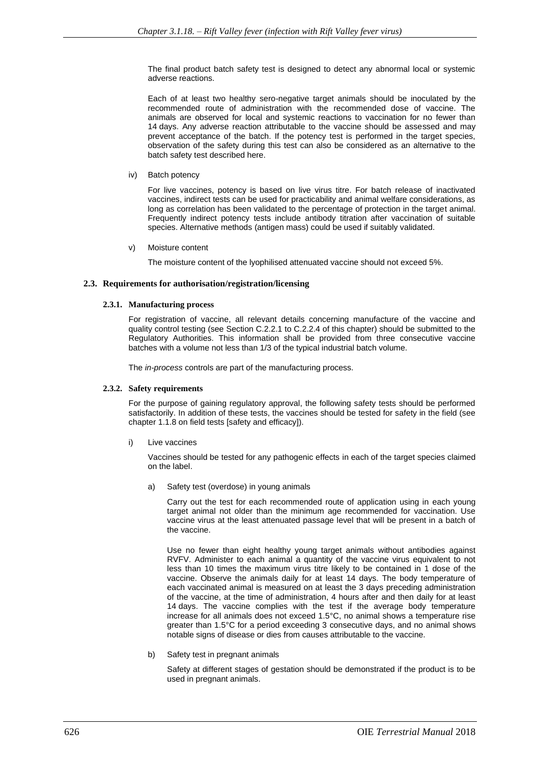The final product batch safety test is designed to detect any abnormal local or systemic adverse reactions.

Each of at least two healthy sero-negative target animals should be inoculated by the recommended route of administration with the recommended dose of vaccine. The animals are observed for local and systemic reactions to vaccination for no fewer than 14 days. Any adverse reaction attributable to the vaccine should be assessed and may prevent acceptance of the batch. If the potency test is performed in the target species, observation of the safety during this test can also be considered as an alternative to the batch safety test described here.

iv) Batch potency

For live vaccines, potency is based on live virus titre. For batch release of inactivated vaccines, indirect tests can be used for practicability and animal welfare considerations, as long as correlation has been validated to the percentage of protection in the target animal. Frequently indirect potency tests include antibody titration after vaccination of suitable species. Alternative methods (antigen mass) could be used if suitably validated.

v) Moisture content

The moisture content of the lyophilised attenuated vaccine should not exceed 5%.

### 2.3. Requirements for authorisation/registration/licensing

#### 2.3.1. Manufacturing process

For registration of vaccine, all relevant details concerning manufacture of the vaccine and quality control testing (see Section C.2.2.1 to C.2.2.4 of this chapter) should be submitted to the Regulatory Authorities. This information shall be provided from three consecutive vaccine batches with a volume not less than 1/3 of the typical industrial batch volume.

The *in-process* controls are part of the manufacturing process.

#### 2.3.2. Safety requirements

For the purpose of gaining regulatory approval, the following safety tests should be performed satisfactorily. In addition of these tests, the vaccines should be tested for safety in the field (see chapter 1.1.8 on field tests [safety and efficacy]).

i) Live vaccines

Vaccines should be tested for any pathogenic effects in each of the target species claimed on the label.

a) Safety test (overdose) in young animals

Carry out the test for each recommended route of application using in each young target animal not older than the minimum age recommended for vaccination. Use vaccine virus at the least attenuated passage level that will be present in a batch of the vaccine.

Use no fewer than eight healthy young target animals without antibodies against RVFV. Administer to each animal a quantity of the vaccine virus equivalent to not less than 10 times the maximum virus titre likely to be contained in 1 dose of the vaccine. Observe the animals daily for at least 14 days. The body temperature of each vaccinated animal is measured on at least the 3 days preceding administration of the vaccine, at the time of administration, 4 hours after and then daily for at least 14 days. The vaccine complies with the test if the average body temperature increase for all animals does not exceed 1.5°C, no animal shows a temperature rise greater than 1.5°C for a period exceeding 3 consecutive days, and no animal shows notable signs of disease or dies from causes attributable to the vaccine.

b) Safety test in pregnant animals

Safety at different stages of gestation should be demonstrated if the product is to be used in pregnant animals.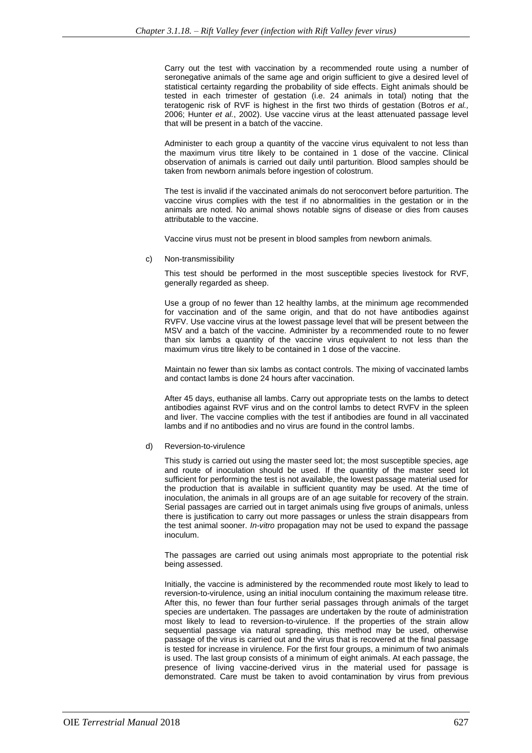Carry out the test with vaccination by a recommended route using a number of seronegative animals of the same age and origin sufficient to give a desired level of statistical certainty regarding the probability of side effects. Eight animals should be tested in each trimester of gestation (i.e. 24 animals in total) noting that the teratogenic risk of RVF is highest in the first two thirds of gestation (Botros *et al.,* 2006; Hunter *et al.*, 2002). Use vaccine virus at the least attenuated passage level that will be present in a batch of the vaccine.

Administer to each group a quantity of the vaccine virus equivalent to not less than the maximum virus titre likely to be contained in 1 dose of the vaccine. Clinical observation of animals is carried out daily until parturition. Blood samples should be taken from newborn animals before ingestion of colostrum.

The test is invalid if the vaccinated animals do not seroconvert before parturition. The vaccine virus complies with the test if no abnormalities in the gestation or in the animals are noted. No animal shows notable signs of disease or dies from causes attributable to the vaccine.

Vaccine virus must not be present in blood samples from newborn animals.

c) Non-transmissibility

This test should be performed in the most susceptible species livestock for RVF, generally regarded as sheep.

Use a group of no fewer than 12 healthy lambs, at the minimum age recommended for vaccination and of the same origin, and that do not have antibodies against RVFV. Use vaccine virus at the lowest passage level that will be present between the MSV and a batch of the vaccine. Administer by a recommended route to no fewer than six lambs a quantity of the vaccine virus equivalent to not less than the maximum virus titre likely to be contained in 1 dose of the vaccine.

Maintain no fewer than six lambs as contact controls. The mixing of vaccinated lambs and contact lambs is done 24 hours after vaccination.

After 45 days, euthanise all lambs. Carry out appropriate tests on the lambs to detect antibodies against RVF virus and on the control lambs to detect RVFV in the spleen and liver. The vaccine complies with the test if antibodies are found in all vaccinated lambs and if no antibodies and no virus are found in the control lambs.

d) Reversion-to-virulence

This study is carried out using the master seed lot; the most susceptible species, age and route of inoculation should be used. If the quantity of the master seed lot sufficient for performing the test is not available, the lowest passage material used for the production that is available in sufficient quantity may be used. At the time of inoculation, the animals in all groups are of an age suitable for recovery of the strain. Serial passages are carried out in target animals using five groups of animals, unless there is justification to carry out more passages or unless the strain disappears from the test animal sooner. *In-vitro* propagation may not be used to expand the passage inoculum.

The passages are carried out using animals most appropriate to the potential risk being assessed.

Initially, the vaccine is administered by the recommended route most likely to lead to reversion-to-virulence, using an initial inoculum containing the maximum release titre. After this, no fewer than four further serial passages through animals of the target species are undertaken. The passages are undertaken by the route of administration most likely to lead to reversion-to-virulence. If the properties of the strain allow sequential passage via natural spreading, this method may be used, otherwise passage of the virus is carried out and the virus that is recovered at the final passage is tested for increase in virulence. For the first four groups, a minimum of two animals is used. The last group consists of a minimum of eight animals. At each passage, the presence of living vaccine-derived virus in the material used for passage is demonstrated. Care must be taken to avoid contamination by virus from previous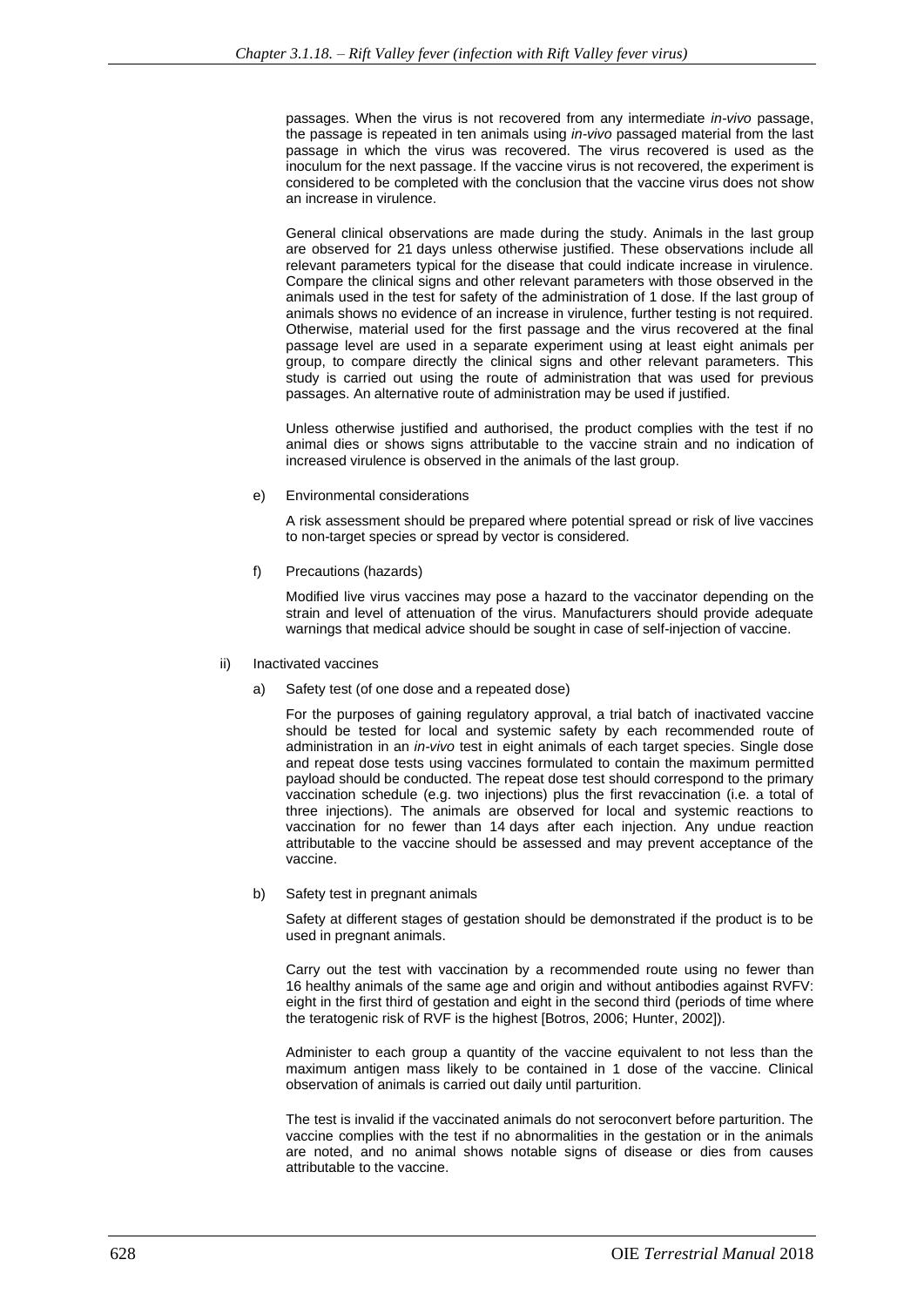passages. When the virus is not recovered from any intermediate *in-vivo* passage, the passage is repeated in ten animals using *in-vivo* passaged material from the last passage in which the virus was recovered. The virus recovered is used as the inoculum for the next passage. If the vaccine virus is not recovered, the experiment is considered to be completed with the conclusion that the vaccine virus does not show an increase in virulence.

General clinical observations are made during the study. Animals in the last group are observed for 21 days unless otherwise justified. These observations include all relevant parameters typical for the disease that could indicate increase in virulence. Compare the clinical signs and other relevant parameters with those observed in the animals used in the test for safety of the administration of 1 dose. If the last group of animals shows no evidence of an increase in virulence, further testing is not required. Otherwise, material used for the first passage and the virus recovered at the final passage level are used in a separate experiment using at least eight animals per group, to compare directly the clinical signs and other relevant parameters. This study is carried out using the route of administration that was used for previous passages. An alternative route of administration may be used if justified.

Unless otherwise justified and authorised, the product complies with the test if no animal dies or shows signs attributable to the vaccine strain and no indication of increased virulence is observed in the animals of the last group.

e) Environmental considerations

A risk assessment should be prepared where potential spread or risk of live vaccines to non-target species or spread by vector is considered.

f) Precautions (hazards)

Modified live virus vaccines may pose a hazard to the vaccinator depending on the strain and level of attenuation of the virus. Manufacturers should provide adequate warnings that medical advice should be sought in case of self-injection of vaccine.

ii) Inactivated vaccines

a) Safety test (of one dose and a repeated dose)

For the purposes of gaining regulatory approval, a trial batch of inactivated vaccine should be tested for local and systemic safety by each recommended route of administration in an *in-vivo* test in eight animals of each target species. Single dose and repeat dose tests using vaccines formulated to contain the maximum permitted payload should be conducted. The repeat dose test should correspond to the primary vaccination schedule (e.g. two injections) plus the first revaccination (i.e. a total of three injections). The animals are observed for local and systemic reactions to vaccination for no fewer than 14 days after each injection. Any undue reaction attributable to the vaccine should be assessed and may prevent acceptance of the vaccine.

b) Safety test in pregnant animals

Safety at different stages of gestation should be demonstrated if the product is to be used in pregnant animals.

Carry out the test with vaccination by a recommended route using no fewer than 16 healthy animals of the same age and origin and without antibodies against RVFV: eight in the first third of gestation and eight in the second third (periods of time where the teratogenic risk of RVF is the highest [Botros, 2006; Hunter, 2002]).

Administer to each group a quantity of the vaccine equivalent to not less than the maximum antigen mass likely to be contained in 1 dose of the vaccine. Clinical observation of animals is carried out daily until parturition.

The test is invalid if the vaccinated animals do not seroconvert before parturition. The vaccine complies with the test if no abnormalities in the gestation or in the animals are noted, and no animal shows notable signs of disease or dies from causes attributable to the vaccine.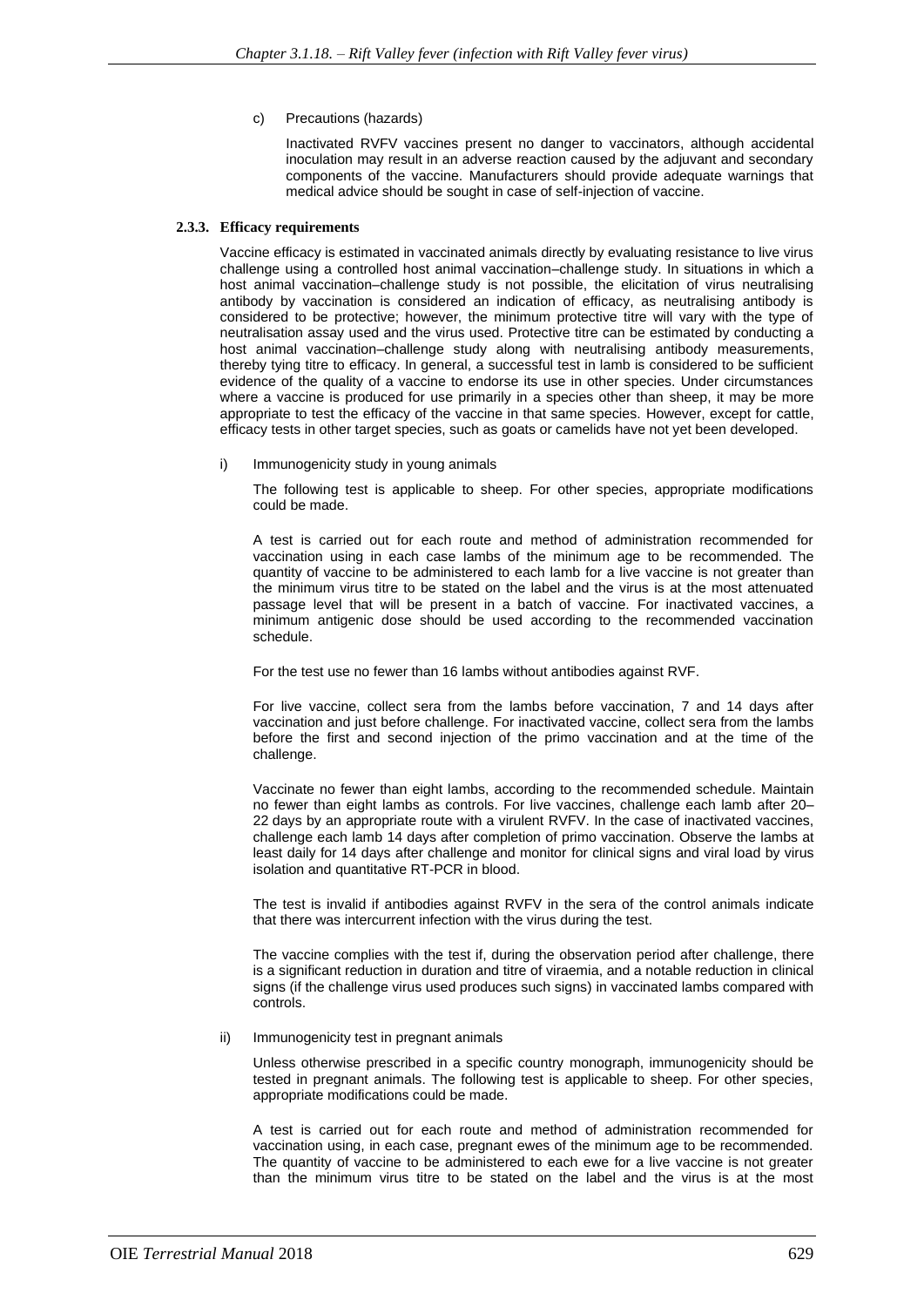c) Precautions (hazards)

Inactivated RVFV vaccines present no danger to vaccinators, although accidental inoculation may result in an adverse reaction caused by the adjuvant and secondary components of the vaccine. Manufacturers should provide adequate warnings that medical advice should be sought in case of self-injection of vaccine.

#### 2.3.3. Efficacy requirements

Vaccine efficacy is estimated in vaccinated animals directly by evaluating resistance to live virus challenge using a controlled host animal vaccination–challenge study. In situations in which a host animal vaccination–challenge study is not possible, the elicitation of virus neutralising antibody by vaccination is considered an indication of efficacy, as neutralising antibody is considered to be protective; however, the minimum protective titre will vary with the type of neutralisation assay used and the virus used. Protective titre can be estimated by conducting a host animal vaccination–challenge study along with neutralising antibody measurements, thereby tying titre to efficacy. In general, a successful test in lamb is considered to be sufficient evidence of the quality of a vaccine to endorse its use in other species. Under circumstances where a vaccine is produced for use primarily in a species other than sheep, it may be more appropriate to test the efficacy of the vaccine in that same species. However, except for cattle, efficacy tests in other target species, such as goats or camelids have not yet been developed.

i) Immunogenicity study in young animals

The following test is applicable to sheep. For other species, appropriate modifications could be made.

A test is carried out for each route and method of administration recommended for vaccination using in each case lambs of the minimum age to be recommended. The quantity of vaccine to be administered to each lamb for a live vaccine is not greater than the minimum virus titre to be stated on the label and the virus is at the most attenuated passage level that will be present in a batch of vaccine. For inactivated vaccines, a minimum antigenic dose should be used according to the recommended vaccination schedule.

For the test use no fewer than 16 lambs without antibodies against RVF.

For live vaccine, collect sera from the lambs before vaccination, 7 and 14 days after vaccination and just before challenge. For inactivated vaccine, collect sera from the lambs before the first and second injection of the primo vaccination and at the time of the challenge.

Vaccinate no fewer than eight lambs, according to the recommended schedule. Maintain no fewer than eight lambs as controls. For live vaccines, challenge each lamb after 20–22 days by an appropriate route with a virulent RVFV. In the case of inactivated vaccines, challenge each lamb 14 days after completion of primo vaccination. Observe the lambs at least daily for 14 days after challenge and monitor for clinical signs and viral load by virus isolation and quantitative RT-PCR in blood.

The test is invalid if antibodies against RVFV in the sera of the control animals indicate that there was intercurrent infection with the virus during the test.

The vaccine complies with the test if, during the observation period after challenge, there is a significant reduction in duration and titre of viraemia, and a notable reduction in clinical signs (if the challenge virus used produces such signs) in vaccinated lambs compared with controls.

ii) Immunogenicity test in pregnant animals

Unless otherwise prescribed in a specific country monograph, immunogenicity should be tested in pregnant animals. The following test is applicable to sheep. For other species, appropriate modifications could be made.

A test is carried out for each route and method of administration recommended for vaccination using, in each case, pregnant ewes of the minimum age to be recommended. The quantity of vaccine to be administered to each ewe for a live vaccine is not greater than the minimum virus titre to be stated on the label and the virus is at the most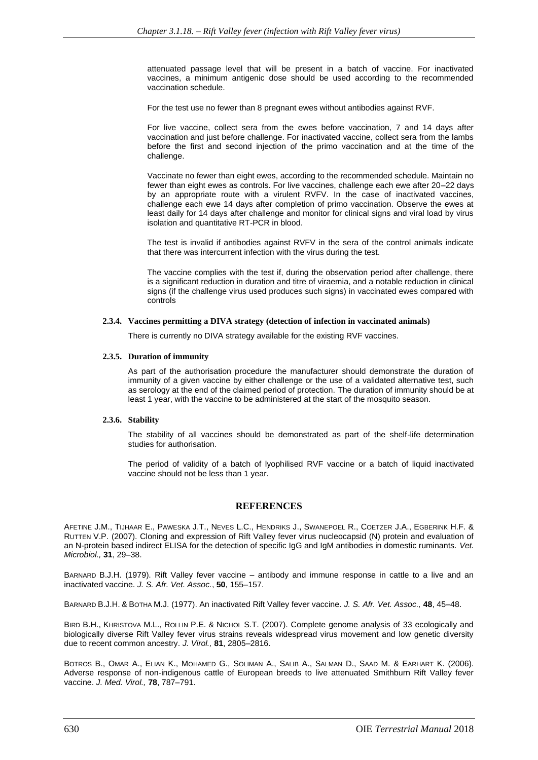attenuated passage level that will be present in a batch of vaccine. For inactivated vaccines, a minimum antigenic dose should be used according to the recommended vaccination schedule.

For the test use no fewer than 8 pregnant ewes without antibodies against RVF.

For live vaccine, collect sera from the ewes before vaccination, 7 and 14 days after vaccination and just before challenge. For inactivated vaccine, collect sera from the lambs before the first and second injection of the primo vaccination and at the time of the challenge.

Vaccinate no fewer than eight ewes, according to the recommended schedule. Maintain no fewer than eight ewes as controls. For live vaccines, challenge each ewe after 20–22 days by an appropriate route with a virulent RVFV. In the case of inactivated vaccines, challenge each ewe 14 days after completion of primo vaccination. Observe the ewes at least daily for 14 days after challenge and monitor for clinical signs and viral load by virus isolation and quantitative RT-PCR in blood.

The test is invalid if antibodies against RVFV in the sera of the control animals indicate that there was intercurrent infection with the virus during the test.

The vaccine complies with the test if, during the observation period after challenge, there is a significant reduction in duration and titre of viraemia, and a notable reduction in clinical signs (if the challenge virus used produces such signs) in vaccinated ewes compared with controls

#### 2.3.4. Vaccines permitting a DIVA strategy (detection of infection in vaccinated animals)

There is currently no DIVA strategy available for the existing RVF vaccines.

#### 2.3.5. Duration of immunity

As part of the authorisation procedure the manufacturer should demonstrate the duration of immunity of a given vaccine by either challenge or the use of a validated alternative test, such as serology at the end of the claimed period of protection. The duration of immunity should be at least 1 year, with the vaccine to be administered at the start of the mosquito season.

#### 2.3.6. Stability

The stability of all vaccines should be demonstrated as part of the shelf-life determination studies for authorisation.

The period of validity of a batch of lyophilised RVF vaccine or a batch of liquid inactivated vaccine should not be less than 1 year.

## REFERENCES

AFETINE J.M., TIJHAAR E., PAWESKA J.T., NEVES L.C., HENDRIKS J., SWANEPOEL R., COETZER J.A., EGBERINK H.F. & RUTTEN V.P. (2007). Cloning and expression of Rift Valley fever virus nucleocapsid (N) protein and evaluation of an N-protein based indirect ELISA for the detection of specific IgG and IgM antibodies in domestic ruminants. *Vet. Microbiol.,* **31**, 29–38.

BARNARD B.J.H. (1979). Rift Valley fever vaccine – antibody and immune response in cattle to a live and an inactivated vaccine. *J. S. Afr. Vet. Assoc.*, **50**, 155–157.

BARNARD B.J.H. & BOTHA M.J. (1977). An inactivated Rift Valley fever vaccine. *J. S. Afr. Vet. Assoc.,* **48**, 45–48.

BIRD B.H., KHRISTOVA M.L., ROLLIN P.E. & NICHOL S.T. (2007). Complete genome analysis of 33 ecologically and biologically diverse Rift Valley fever virus strains reveals widespread virus movement and low genetic diversity due to recent common ancestry. *J. Virol.,* **81**, 2805–2816.

BOTROS B., OMAR A., ELIAN K., MOHAMED G., SOLIMAN A., SALIB A., SALMAN D., SAAD M. & EARHART K. (2006). Adverse response of non-indigenous cattle of European breeds to live attenuated Smithburn Rift Valley fever vaccine. *J. Med. Virol.,* **78**, 787–791.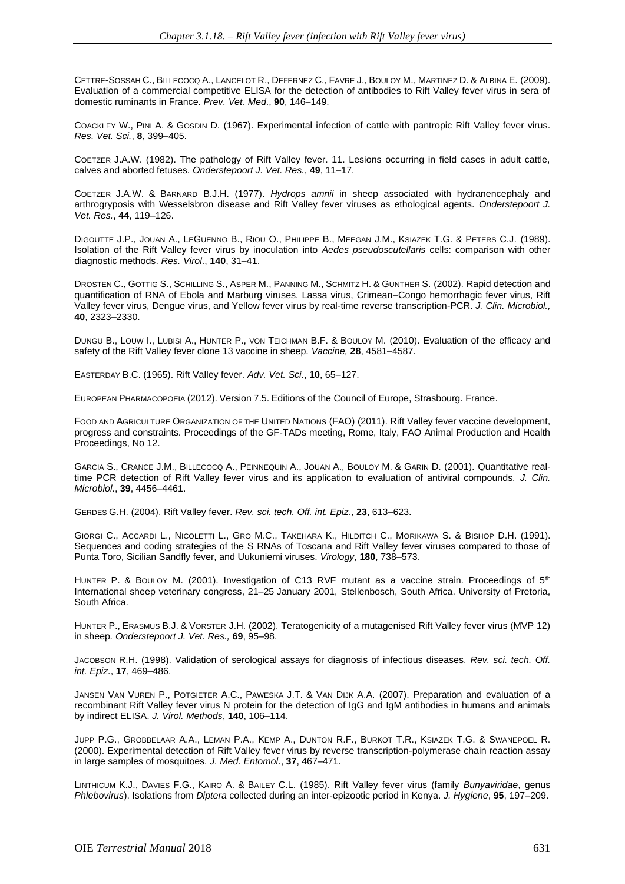CETTRE-SOSSAH C., BILLECOCQ A., LANCELOT R., DEFERNEZ C., FAVRE J., BOULOY M., MARTINEZ D. & ALBINA E. (2009). Evaluation of a commercial competitive ELISA for the detection of antibodies to Rift Valley fever virus in sera of domestic ruminants in France. *Prev. Vet. Med.*, **90**, 146–149.

COACKLEY W., PINI A. & GOSDIN D. (1967). Experimental infection of cattle with pantropic Rift Valley fever virus. *Res. Vet. Sci.*, **8**, 399–405.

COETZER J.A.W. (1982). The pathology of Rift Valley fever. 11. Lesions occurring in field cases in adult cattle, calves and aborted fetuses. *Onderstepoort J. Vet. Res.*, **49**, 11–17.

COETZER J.A.W. & BARNARD B.J.H. (1977). *Hydrops amnii* in sheep associated with hydranencephaly and arthrogryposis with Wesselsbron disease and Rift Valley fever viruses as ethological agents. *Onderstepoort J. Vet. Res.*, **44**, 119–126.

DIGOUTTE J.P., JOUAN A., LEGUENNO B., RIOU O., PHILIPPE B., MEEGAN J.M., KSIAZEK T.G. & PETERS C.J. (1989). Isolation of the Rift Valley fever virus by inoculation into *Aedes pseudoscutellaris* cells: comparison with other diagnostic methods. *Res. Virol.*, **140**, 31–41.

DROSTEN C., GOTTIG S., SCHILLING S., ASPER M., PANNING M., SCHMITZ H. & GUNTHER S. (2002). Rapid detection and quantification of RNA of Ebola and Marburg viruses, Lassa virus, Crimean–Congo hemorrhagic fever virus, Rift Valley fever virus, Dengue virus, and Yellow fever virus by real-time reverse transcription-PCR. *J. Clin. Microbiol.,* **40**, 2323–2330.

DUNGU B., LOUW I., LUBISI A., HUNTER P., VON TEICHMAN B.F. & BOULOY M. (2010). Evaluation of the efficacy and safety of the Rift Valley fever clone 13 vaccine in sheep. *Vaccine,* **28**, 4581–4587.

EASTERDAY B.C. (1965). Rift Valley fever. *Adv. Vet. Sci.*, **10**, 65–127.

EUROPEAN PHARMACOPOEIA (2012). Version 7.5. Editions of the Council of Europe, Strasbourg. France.

FOOD AND AGRICULTURE ORGANIZATION OF THE UNITED NATIONS (FAO) (2011). Rift Valley fever vaccine development, progress and constraints. Proceedings of the GF-TADs meeting, Rome, Italy, FAO Animal Production and Health Proceedings, No 12.

GARCIA S., CRANCE J.M., BILLECOCQ A., PEINNEQUIN A., JOUAN A., BOULOY M. & GARIN D. (2001). Quantitative real-time PCR detection of Rift Valley fever virus and its application to evaluation of antiviral compounds. *J. Clin. Microbiol*., **39**, 4456–4461.

GERDES G.H. (2004). Rift Valley fever. *Rev. sci. tech. Off. int. Epiz*., **23**, 613–623.

GIORGI C., ACCARDI L., NICOLETTI L., GRO M.C., TAKEHARA K., HILDITCH C., MORIKAWA S. & BISHOP D.H. (1991). Sequences and coding strategies of the S RNAs of Toscana and Rift Valley fever viruses compared to those of Punta Toro, Sicilian Sandfly fever, and Uukuniemi viruses. *Virology*, **180**, 738–573.

HUNTER P. & BOULOY M. (2001). Investigation of C13 RVF mutant as a vaccine strain. Proceedings of 5th International sheep veterinary congress, 21–25 January 2001, Stellenbosch, South Africa. University of Pretoria, South Africa.

HUNTER P., ERASMUS B.J. & VORSTER J.H. (2002). Teratogenicity of a mutagenised Rift Valley fever virus (MVP 12) in sheep*. Onderstepoort J. Vet. Res.,* **69**, 95–98.

JACOBSON R.H. (1998). Validation of serological assays for diagnosis of infectious diseases. *Rev. sci. tech. Off. int. Epiz.*, **17**, 469–486.

JANSEN VAN VUREN P., POTGIETER A.C., PAWESKA J.T. & VAN DIJK A.A. (2007). Preparation and evaluation of a recombinant Rift Valley fever virus N protein for the detection of IgG and IgM antibodies in humans and animals by indirect ELISA. *J. Virol. Methods*, **140**, 106–114.

JUPP P.G., GROBBELAAR A.A., LEMAN P.A., KEMP A., DUNTON R.F., BURKOT T.R., KSIAZEK T.G. & SWANEPOEL R. (2000). Experimental detection of Rift Valley fever virus by reverse transcription-polymerase chain reaction assay in large samples of mosquitoes. *J. Med. Entomol*., **37**, 467–471.

LINTHICUM K.J., DAVIES F.G., KAIRO A. & BAILEY C.L. (1985). Rift Valley fever virus (family *Bunyaviridae*, genus *Phlebovirus*). Isolations from *Diptera* collected during an inter-epizootic period in Kenya. *J. Hygiene*, **95**, 197–209.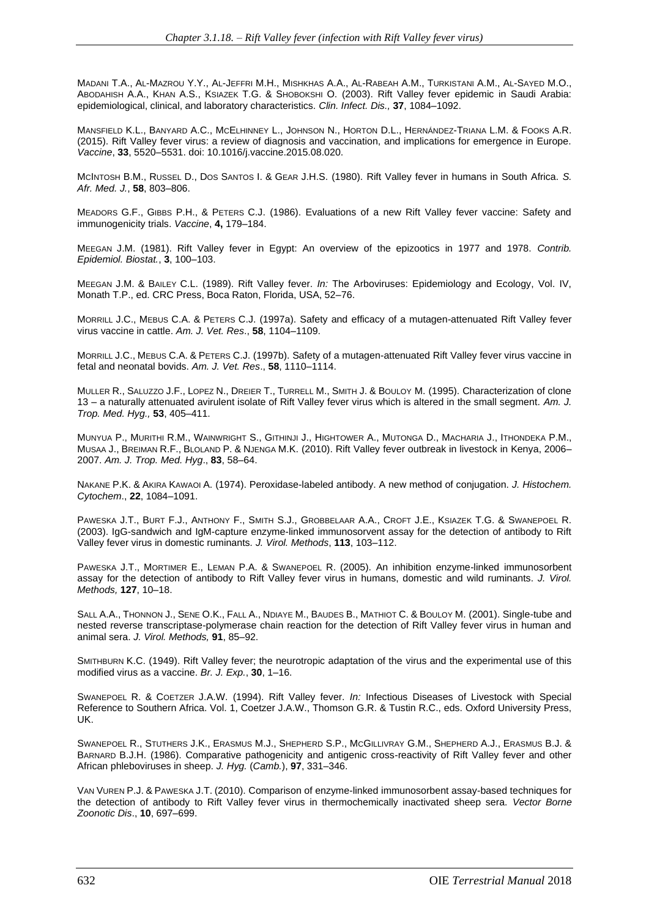MADANI T.A., AL-MAZROU Y.Y., AL-JEFFRI M.H., MISHKHAS A.A., AL-RABEAH A.M., TURKISTANI A.M., AL-SAYED M.O., ABODAHISH A.A., KHAN A.S., KSIAZEK T.G. & SHOBOKSHI O. (2003). Rift Valley fever epidemic in Saudi Arabia: epidemiological, clinical, and laboratory characteristics. *Clin. Infect. Dis.,* **37**, 1084–1092.

MANSFIELD K.L., BANYARD A.C., MCELHINNEY L., JOHNSON N., HORTON D.L., HERNÁNDEZ-TRIANA L.M. & FOOKS A.R. (2015). Rift Valley fever virus: a review of diagnosis and vaccination, and implications for emergence in Europe. *Vaccine*, **33**, 5520–5531. doi: 10.1016/j.vaccine.2015.08.020.

MCINTOSH B.M., RUSSEL D., DOS SANTOS I. & GEAR J.H.S. (1980). Rift Valley fever in humans in South Africa. *S. Afr. Med. J.*, **58**, 803–806.

MEADORS G.F., GIBBS P.H., & PETERS C.J. (1986). Evaluations of a new Rift Valley fever vaccine: Safety and immunogenicity trials. *Vaccine*, **4,** 179–184.

MEEGAN J.M. (1981). Rift Valley fever in Egypt: An overview of the epizootics in 1977 and 1978. *Contrib. Epidemiol. Biostat.*, **3**, 100–103.

MEEGAN J.M. & BAILEY C.L. (1989). Rift Valley fever. *In:* The Arboviruses: Epidemiology and Ecology, Vol. IV, Monath T.P., ed. CRC Press, Boca Raton, Florida, USA, 52–76.

MORRILL J.C., MEBUS C.A. & PETERS C.J. (1997a). Safety and efficacy of a mutagen-attenuated Rift Valley fever virus vaccine in cattle. *Am. J. Vet. Res*., **58**, 1104–1109.

MORRILL J.C., MEBUS C.A. & PETERS C.J. (1997b). Safety of a mutagen-attenuated Rift Valley fever virus vaccine in fetal and neonatal bovids. *Am. J. Vet. Res*., **58**, 1110–1114.

MULLER R., SALUZZO J.F., LOPEZ N., DREIER T., TURRELL M., SMITH J. & BOULOY M. (1995). Characterization of clone 13 – a naturally attenuated avirulent isolate of Rift Valley fever virus which is altered in the small segment. *Am. J. Trop. Med. Hyg.,* **53**, 405–411.

MUNYUA P., MURITHI R.M., WAINWRIGHT S., GITHINJI J., HIGHTOWER A., MUTONGA D., MACHARIA J., ITHONDEKA P.M., MUSAA J., BREIMAN R.F., BLOLAND P. & NJENGA M.K. (2010). Rift Valley fever outbreak in livestock in Kenya, 2006–2007. *Am. J. Trop. Med. Hyg*., **83**, 58–64.

NAKANE P.K. & AKIRA KAWAOI A. (1974). Peroxidase-labeled antibody. A new method of conjugation. *J. Histochem. Cytochem*., **22**, 1084–1091.

PAWESKA J.T., BURT F.J., ANTHONY F., SMITH S.J., GROBBELAAR A.A., CROFT J.E., KSIAZEK T.G. & SWANEPOEL R. (2003). IgG-sandwich and IgM-capture enzyme-linked immunosorvent assay for the detection of antibody to Rift Valley fever virus in domestic ruminants. *J. Virol. Methods*, **113**, 103–112.

PAWESKA J.T., MORTIMER E., LEMAN P.A. & SWANEPOEL R. (2005). An inhibition enzyme-linked immunosorbent assay for the detection of antibody to Rift Valley fever virus in humans, domestic and wild ruminants. *J. Virol. Methods,* **127**, 10–18.

SALL A.A., THONNON J., SENE O.K., FALL A., NDIAYE M., BAUDES B., MATHIOT C. & BOULOY M. (2001). Single-tube and nested reverse transcriptase-polymerase chain reaction for the detection of Rift Valley fever virus in human and animal sera. *J. Virol. Methods,* **91**, 85–92.

SMITHBURN K.C. (1949). Rift Valley fever; the neurotropic adaptation of the virus and the experimental use of this modified virus as a vaccine. *Br. J. Exp.*, **30**, 1–16.

SWANEPOEL R. & COETZER J.A.W. (1994). Rift Valley fever. *In:* Infectious Diseases of Livestock with Special Reference to Southern Africa. Vol. 1, Coetzer J.A.W., Thomson G.R. & Tustin R.C., eds. Oxford University Press, UK.

SWANEPOEL R., STUTHERS J.K., ERASMUS M.J., SHEPHERD S.P., MCGILLIVRAY G.M., SHEPHERD A.J., ERASMUS B.J. & BARNARD B.J.H. (1986). Comparative pathogenicity and antigenic cross-reactivity of Rift Valley fever and other African phleboviruses in sheep. *J. Hyg.* (*Camb.*), **97**, 331–346.

VAN VUREN P.J. & PAWESKA J.T. (2010). Comparison of enzyme-linked immunosorbent assay-based techniques for the detection of antibody to Rift Valley fever virus in thermochemically inactivated sheep sera. *Vector Borne Zoonotic Dis*., **10**, 697–699.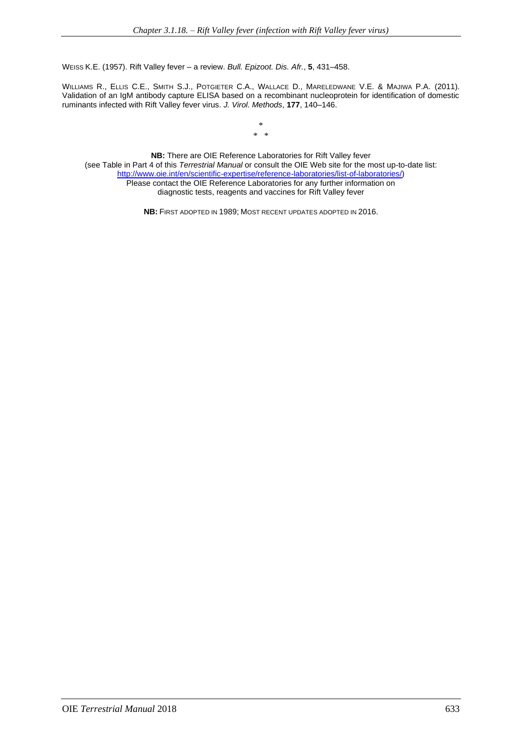WEISS K.E. (1957). Rift Valley fever – a review. *Bull. Epizoot. Dis. Afr.*, **5**, 431–458.

WILLIAMS R., ELLIS C.E., SMITH S.J., POTGIETER C.A., WALLACE D., MARELEDWANE V.E. & MAJIWA P.A. (2011). Validation of an IgM antibody capture ELISA based on a recombinant nucleoprotein for identification of domestic ruminants infected with Rift Valley fever virus. *J. Virol. Methods*, **177**, 140–146.

\*

\* \*

**NB:** There are OIE Reference Laboratories for Rift Valley fever (see Table in Part 4 of this *Terrestrial Manual* or consult the OIE Web site for the most up-to-date list: http://www.oie.int/en/scientific-expertise/reference-laboratories/list-of-laboratories/) Please contact the OIE Reference Laboratories for any further information on diagnostic tests, reagents and vaccines for Rift Valley fever

**NB:** FIRST ADOPTED IN 1989; MOST RECENT UPDATES ADOPTED IN 2016.